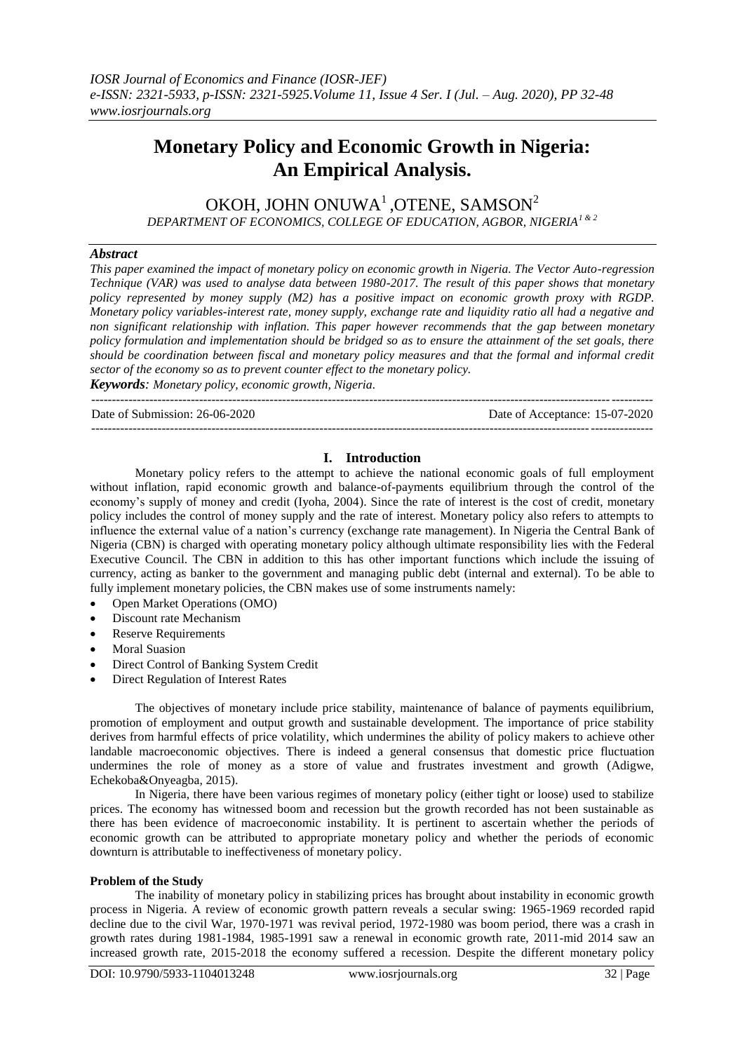# Monetary Policy and Economic Growth in Nigeria: An Empirical Analysis.

OKOH, JOHN ONUWA[1] ,OTENE, SAMSON[2]

*DEPARTMENT OF ECONOMICS, COLLEGE OF EDUCATION, AGBOR, NIGERIA[1 & 2]*

### *Abstract*

*This paper examined the impact of monetary policy on economic growth in Nigeria. The Vector Auto-regression Technique (VAR) was used to analyse data between 1980-2017. The result of this paper shows that monetary policy represented by money supply (M2) has a positive impact on economic growth proxy with RGDP. Monetary policy variables-interest rate, money supply, exchange rate and liquidity ratio all had a negative and non significant relationship with inflation. This paper however recommends that the gap between monetary policy formulation and implementation should be bridged so as to ensure the attainment of the set goals, there should be coordination between fiscal and monetary policy measures and that the formal and informal credit sector of the economy so as to prevent counter effect to the monetary policy.*

***Keywords****: Monetary policy, economic growth, Nigeria.*

---

Date of Submission: 26-06-2020 Date of Acceptance: 15-07-2020

---

## I. Introduction

Monetary policy refers to the attempt to achieve the national economic goals of full employment without inflation, rapid economic growth and balance-of-payments equilibrium through the control of the economy's supply of money and credit (Iyoha, 2004). Since the rate of interest is the cost of credit, monetary policy includes the control of money supply and the rate of interest. Monetary policy also refers to attempts to influence the external value of a nation's currency (exchange rate management). In Nigeria the Central Bank of Nigeria (CBN) is charged with operating monetary policy although ultimate responsibility lies with the Federal Executive Council. The CBN in addition to this has other important functions which include the issuing of currency, acting as banker to the government and managing public debt (internal and external). To be able to fully implement monetary policies, the CBN makes use of some instruments namely:

- Open Market Operations (OMO)
- Discount rate Mechanism
- Reserve Requirements
- Moral Suasion
- Direct Control of Banking System Credit
- Direct Regulation of Interest Rates

The objectives of monetary include price stability, maintenance of balance of payments equilibrium, promotion of employment and output growth and sustainable development. The importance of price stability derives from harmful effects of price volatility, which undermines the ability of policy makers to achieve other landable macroeconomic objectives. There is indeed a general consensus that domestic price fluctuation undermines the role of money as a store of value and frustrates investment and growth (Adigwe, Echekoba&Onyeagba, 2015).

In Nigeria, there have been various regimes of monetary policy (either tight or loose) used to stabilize prices. The economy has witnessed boom and recession but the growth recorded has not been sustainable as there has been evidence of macroeconomic instability. It is pertinent to ascertain whether the periods of economic growth can be attributed to appropriate monetary policy and whether the periods of economic downturn is attributable to ineffectiveness of monetary policy.

**Problem of the Study**

The inability of monetary policy in stabilizing prices has brought about instability in economic growth process in Nigeria. A review of economic growth pattern reveals a secular swing: 1965-1969 recorded rapid decline due to the civil War, 1970-1971 was revival period, 1972-1980 was boom period, there was a crash in growth rates during 1981-1984, 1985-1991 saw a renewal in economic growth rate, 2011-mid 2014 saw an increased growth rate, 2015-2018 the economy suffered a recession. Despite the different monetary policy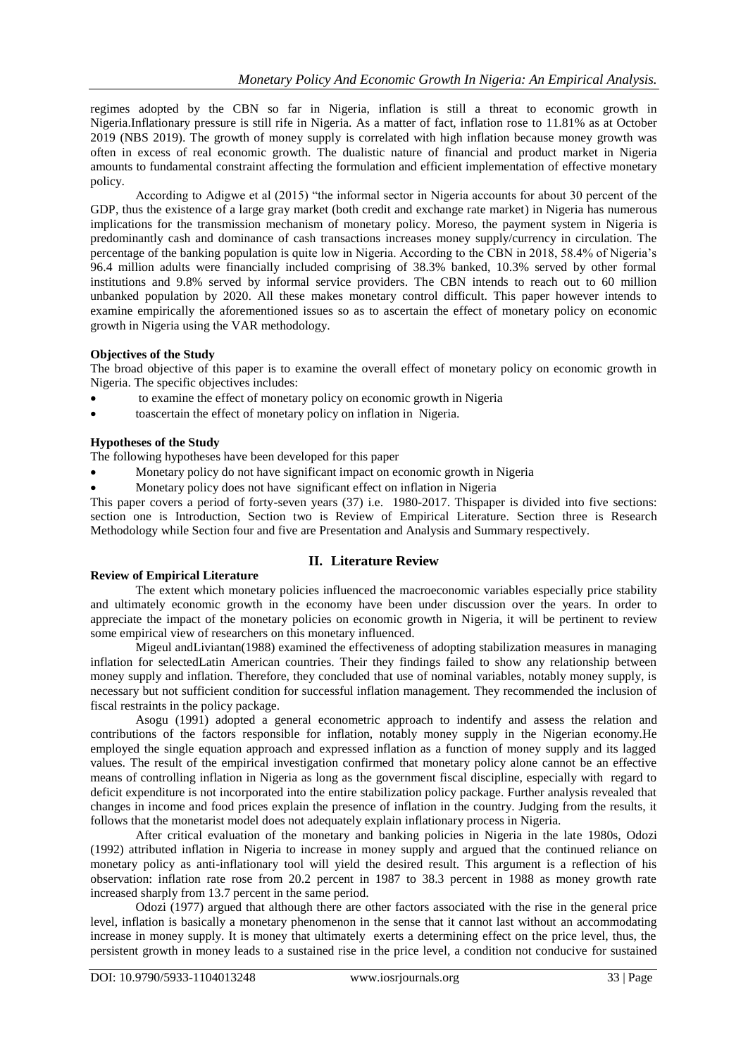regimes adopted by the CBN so far in Nigeria, inflation is still a threat to economic growth in Nigeria.Inflationary pressure is still rife in Nigeria. As a matter of fact, inflation rose to 11.81% as at October 2019 (NBS 2019). The growth of money supply is correlated with high inflation because money growth was often in excess of real economic growth. The dualistic nature of financial and product market in Nigeria amounts to fundamental constraint affecting the formulation and efficient implementation of effective monetary policy.

According to Adigwe et al (2015) "the informal sector in Nigeria accounts for about 30 percent of the GDP, thus the existence of a large gray market (both credit and exchange rate market) in Nigeria has numerous implications for the transmission mechanism of monetary policy. Moreso, the payment system in Nigeria is predominantly cash and dominance of cash transactions increases money supply/currency in circulation. The percentage of the banking population is quite low in Nigeria. According to the CBN in 2018, 58.4% of Nigeria's 96.4 million adults were financially included comprising of 38.3% banked, 10.3% served by other formal institutions and 9.8% served by informal service providers. The CBN intends to reach out to 60 million unbanked population by 2020. All these makes monetary control difficult. This paper however intends to examine empirically the aforementioned issues so as to ascertain the effect of monetary policy on economic growth in Nigeria using the VAR methodology.

**Objectives of the Study**

The broad objective of this paper is to examine the overall effect of monetary policy on economic growth in Nigeria. The specific objectives includes:

- to examine the effect of monetary policy on economic growth in Nigeria
- toascertain the effect of monetary policy on inflation in Nigeria.

**Hypotheses of the Study**

The following hypotheses have been developed for this paper

- Monetary policy do not have significant impact on economic growth in Nigeria
- Monetary policy does not have significant effect on inflation in Nigeria

This paper covers a period of forty-seven years (37) i.e. 1980-2017. Thispaper is divided into five sections: section one is Introduction, Section two is Review of Empirical Literature. Section three is Research Methodology while Section four and five are Presentation and Analysis and Summary respectively.

## II. Literature Review

**Review of Empirical Literature**

The extent which monetary policies influenced the macroeconomic variables especially price stability and ultimately economic growth in the economy have been under discussion over the years. In order to appreciate the impact of the monetary policies on economic growth in Nigeria, it will be pertinent to review some empirical view of researchers on this monetary influenced.

Migeul andLiviantan(1988) examined the effectiveness of adopting stabilization measures in managing inflation for selectedLatin American countries. Their they findings failed to show any relationship between money supply and inflation. Therefore, they concluded that use of nominal variables, notably money supply, is necessary but not sufficient condition for successful inflation management. They recommended the inclusion of fiscal restraints in the policy package.

Asogu (1991) adopted a general econometric approach to indentify and assess the relation and contributions of the factors responsible for inflation, notably money supply in the Nigerian economy.He employed the single equation approach and expressed inflation as a function of money supply and its lagged values. The result of the empirical investigation confirmed that monetary policy alone cannot be an effective means of controlling inflation in Nigeria as long as the government fiscal discipline, especially with regard to deficit expenditure is not incorporated into the entire stabilization policy package. Further analysis revealed that changes in income and food prices explain the presence of inflation in the country. Judging from the results, it follows that the monetarist model does not adequately explain inflationary process in Nigeria.

After critical evaluation of the monetary and banking policies in Nigeria in the late 1980s, Odozi (1992) attributed inflation in Nigeria to increase in money supply and argued that the continued reliance on monetary policy as anti-inflationary tool will yield the desired result. This argument is a reflection of his observation: inflation rate rose from 20.2 percent in 1987 to 38.3 percent in 1988 as money growth rate increased sharply from 13.7 percent in the same period.

Odozi (1977) argued that although there are other factors associated with the rise in the general price level, inflation is basically a monetary phenomenon in the sense that it cannot last without an accommodating increase in money supply. It is money that ultimately exerts a determining effect on the price level, thus, the persistent growth in money leads to a sustained rise in the price level, a condition not conducive for sustained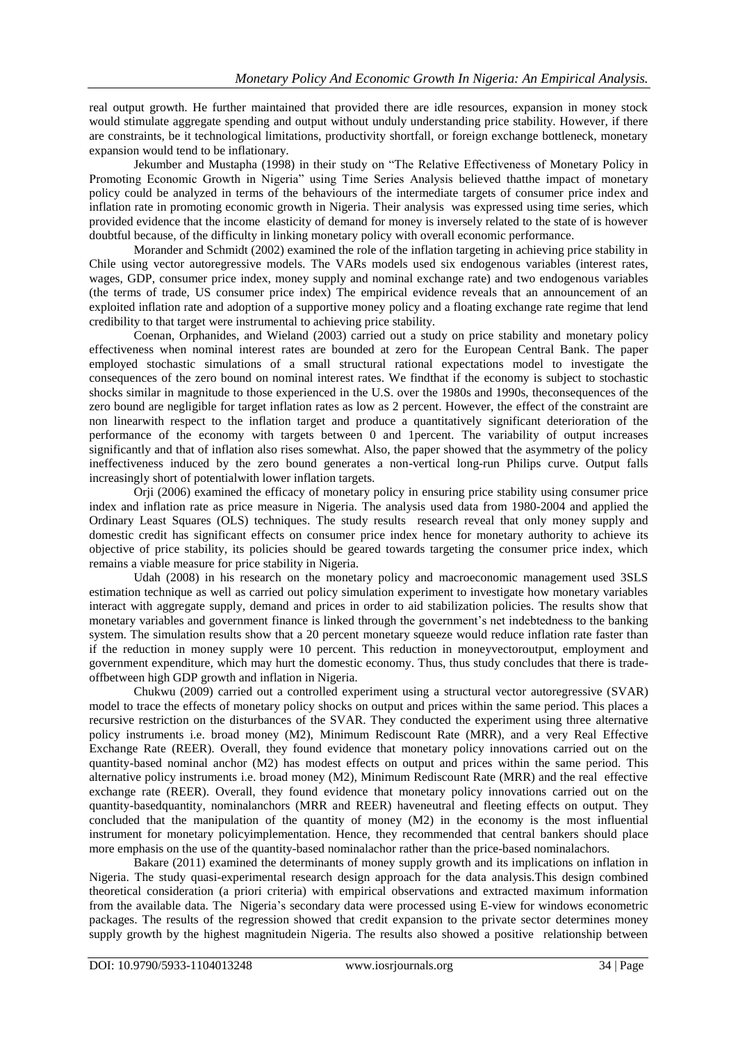real output growth. He further maintained that provided there are idle resources, expansion in money stock would stimulate aggregate spending and output without unduly understanding price stability. However, if there are constraints, be it technological limitations, productivity shortfall, or foreign exchange bottleneck, monetary expansion would tend to be inflationary.

Jekumber and Mustapha (1998) in their study on "The Relative Effectiveness of Monetary Policy in Promoting Economic Growth in Nigeria" using Time Series Analysis believed thatthe impact of monetary policy could be analyzed in terms of the behaviours of the intermediate targets of consumer price index and inflation rate in promoting economic growth in Nigeria. Their analysis was expressed using time series, which provided evidence that the income elasticity of demand for money is inversely related to the state of is however doubtful because, of the difficulty in linking monetary policy with overall economic performance.

Morander and Schmidt (2002) examined the role of the inflation targeting in achieving price stability in Chile using vector autoregressive models. The VARs models used six endogenous variables (interest rates, wages, GDP, consumer price index, money supply and nominal exchange rate) and two endogenous variables (the terms of trade, US consumer price index) The empirical evidence reveals that an announcement of an exploited inflation rate and adoption of a supportive money policy and a floating exchange rate regime that lend credibility to that target were instrumental to achieving price stability.

Coenan, Orphanides, and Wieland (2003) carried out a study on price stability and monetary policy effectiveness when nominal interest rates are bounded at zero for the European Central Bank. The paper employed stochastic simulations of a small structural rational expectations model to investigate the consequences of the zero bound on nominal interest rates. We findthat if the economy is subject to stochastic shocks similar in magnitude to those experienced in the U.S. over the 1980s and 1990s, theconsequences of the zero bound are negligible for target inflation rates as low as 2 percent. However, the effect of the constraint are non linearwith respect to the inflation target and produce a quantitatively significant deterioration of the performance of the economy with targets between 0 and 1percent. The variability of output increases significantly and that of inflation also rises somewhat. Also, the paper showed that the asymmetry of the policy ineffectiveness induced by the zero bound generates a non-vertical long-run Philips curve. Output falls increasingly short of potentialwith lower inflation targets.

Orji (2006) examined the efficacy of monetary policy in ensuring price stability using consumer price index and inflation rate as price measure in Nigeria. The analysis used data from 1980-2004 and applied the Ordinary Least Squares (OLS) techniques. The study results research reveal that only money supply and domestic credit has significant effects on consumer price index hence for monetary authority to achieve its objective of price stability, its policies should be geared towards targeting the consumer price index, which remains a viable measure for price stability in Nigeria.

Udah (2008) in his research on the monetary policy and macroeconomic management used 3SLS estimation technique as well as carried out policy simulation experiment to investigate how monetary variables interact with aggregate supply, demand and prices in order to aid stabilization policies. The results show that monetary variables and government finance is linked through the government's net indebtedness to the banking system. The simulation results show that a 20 percent monetary squeeze would reduce inflation rate faster than if the reduction in money supply were 10 percent. This reduction in moneyvectoroutput, employment and government expenditure, which may hurt the domestic economy. Thus, thus study concludes that there is trade-offbetween high GDP growth and inflation in Nigeria.

Chukwu (2009) carried out a controlled experiment using a structural vector autoregressive (SVAR) model to trace the effects of monetary policy shocks on output and prices within the same period. This places a recursive restriction on the disturbances of the SVAR. They conducted the experiment using three alternative policy instruments i.e. broad money (M2), Minimum Rediscount Rate (MRR), and a very Real Effective Exchange Rate (REER). Overall, they found evidence that monetary policy innovations carried out on the quantity-based nominal anchor (M2) has modest effects on output and prices within the same period. This alternative policy instruments i.e. broad money (M2), Minimum Rediscount Rate (MRR) and the real effective exchange rate (REER). Overall, they found evidence that monetary policy innovations carried out on the quantity-basedquantity, nominalanchors (MRR and REER) haveneutral and fleeting effects on output. They concluded that the manipulation of the quantity of money (M2) in the economy is the most influential instrument for monetary policyimplementation. Hence, they recommended that central bankers should place more emphasis on the use of the quantity-based nominalachor rather than the price-based nominalachors.

Bakare (2011) examined the determinants of money supply growth and its implications on inflation in Nigeria. The study quasi-experimental research design approach for the data analysis.This design combined theoretical consideration (a priori criteria) with empirical observations and extracted maximum information from the available data. The Nigeria's secondary data were processed using E-view for windows econometric packages. The results of the regression showed that credit expansion to the private sector determines money supply growth by the highest magnitudein Nigeria. The results also showed a positive relationship between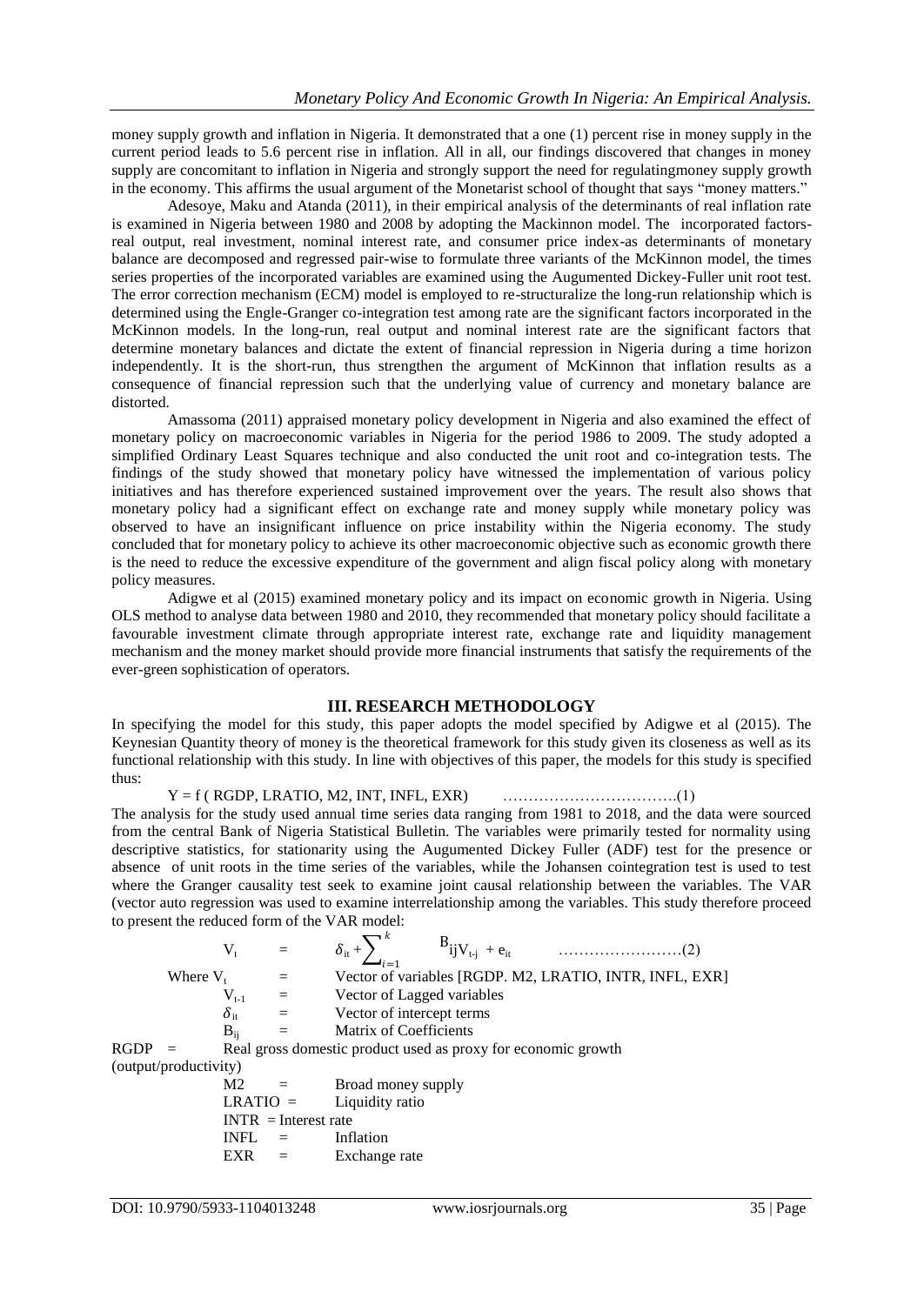money supply growth and inflation in Nigeria. It demonstrated that a one (1) percent rise in money supply in the current period leads to 5.6 percent rise in inflation. All in all, our findings discovered that changes in money supply are concomitant to inflation in Nigeria and strongly support the need for regulatingmoney supply growth in the economy. This affirms the usual argument of the Monetarist school of thought that says "money matters."

Adesoye, Maku and Atanda (2011), in their empirical analysis of the determinants of real inflation rate is examined in Nigeria between 1980 and 2008 by adopting the Mackinnon model. The incorporated factors-real output, real investment, nominal interest rate, and consumer price index-as determinants of monetary balance are decomposed and regressed pair-wise to formulate three variants of the McKinnon model, the times series properties of the incorporated variables are examined using the Augumented Dickey-Fuller unit root test. The error correction mechanism (ECM) model is employed to re-structuralize the long-run relationship which is determined using the Engle-Granger co-integration test among rate are the significant factors incorporated in the McKinnon models. In the long-run, real output and nominal interest rate are the significant factors that determine monetary balances and dictate the extent of financial repression in Nigeria during a time horizon independently. It is the short-run, thus strengthen the argument of McKinnon that inflation results as a consequence of financial repression such that the underlying value of currency and monetary balance are distorted.

Amassoma (2011) appraised monetary policy development in Nigeria and also examined the effect of monetary policy on macroeconomic variables in Nigeria for the period 1986 to 2009. The study adopted a simplified Ordinary Least Squares technique and also conducted the unit root and co-integration tests. The findings of the study showed that monetary policy have witnessed the implementation of various policy initiatives and has therefore experienced sustained improvement over the years. The result also shows that monetary policy had a significant effect on exchange rate and money supply while monetary policy was observed to have an insignificant influence on price instability within the Nigeria economy. The study concluded that for monetary policy to achieve its other macroeconomic objective such as economic growth there is the need to reduce the excessive expenditure of the government and align fiscal policy along with monetary policy measures.

Adigwe et al (2015) examined monetary policy and its impact on economic growth in Nigeria. Using OLS method to analyse data between 1980 and 2010, they recommended that monetary policy should facilitate a favourable investment climate through appropriate interest rate, exchange rate and liquidity management mechanism and the money market should provide more financial instruments that satisfy the requirements of the ever-green sophistication of operators.

## III. RESEARCH METHODOLOGY

In specifying the model for this study, this paper adopts the model specified by Adigwe et al (2015). The Keynesian Quantity theory of money is the theoretical framework for this study given its closeness as well as its functional relationship with this study. In line with objectives of this paper, the models for this study is specified thus:

$$Y = f\,(\,RGDP,\,LRATIO,\,M2,\,INT,\,INFL,\,EXR) \quad \ldots\ldots\ldots\ldots\ldots\ldots\ldots\ldots\ldots\ldots\ldots(1)$$

The analysis for the study used annual time series data ranging from 1981 to 2018, and the data were sourced from the central Bank of Nigeria Statistical Bulletin. The variables were primarily tested for normality using descriptive statistics, for stationarity using the Augumented Dickey Fuller (ADF) test for the presence or absence of unit roots in the time series of the variables, while the Johansen cointegration test is used to test where the Granger causality test seek to examine joint causal relationship between the variables. The VAR (vector auto regression was used to examine interrelationship among the variables. This study therefore proceed to present the reduced form of the VAR model:

$$V_t = \delta_{it} + \sum_{i=1}^{k} B_{ij} V_{t-j} + e_{it} \quad \ldots\ldots\ldots\ldots\ldots\ldots\ldots\ldots(2)$$

Where $V_t$ = Vector of variables [RGDP. M2, LRATIO, INTR, INFL, EXR]

$V_{t-1}$ = Vector of Lagged variables

$\delta_{it}$ = Vector of intercept terms

$B_{ij}$ = Matrix of Coefficients

RGDP = Real gross domestic product used as proxy for economic growth (output/productivity)

M2 = Broad money supply

LRATIO = Liquidity ratio

INTR = Interest rate

INFL = Inflation

EXR = Exchange rate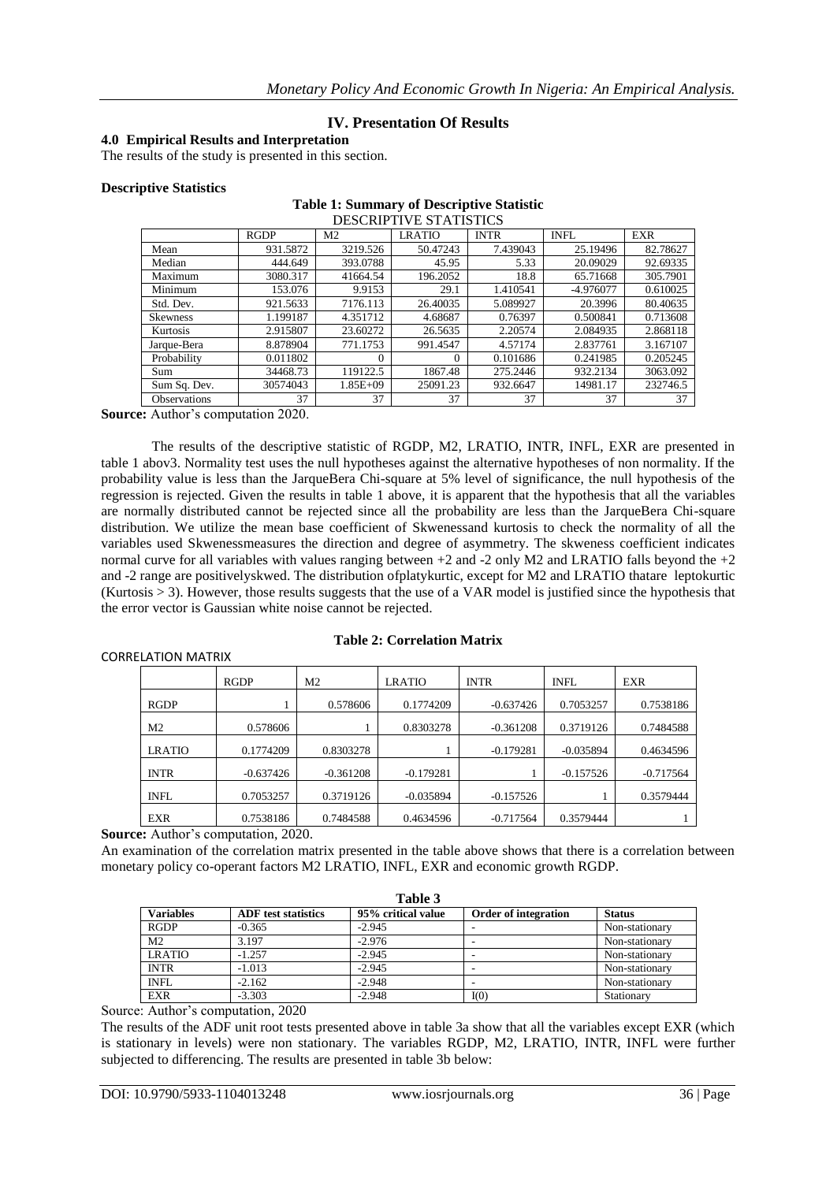## IV. Presentation Of Results

### 4.0 Empirical Results and Interpretation

The results of the study is presented in this section.

**Descriptive Statistics**

**Table 1: Summary of Descriptive Statistic**

DESCRIPTIVE STATISTICS

| | RGDP | M2 | LRATIO | INTR | INFL | EXR |
|---|---|---|---|---|---|---|
| Mean | 931.5872 | 3219.526 | 50.47243 | 7.439043 | 25.19496 | 82.78627 |
| Median | 444.649 | 393.0788 | 45.95 | 5.33 | 20.09029 | 92.69335 |
| Maximum | 3080.317 | 41664.54 | 196.2052 | 18.8 | 65.71668 | 305.7901 |
| Minimum | 153.076 | 9.9153 | 29.1 | 1.410541 | -4.976077 | 0.610025 |
| Std. Dev. | 921.5633 | 7176.113 | 26.40035 | 5.089927 | 20.3996 | 80.40635 |
| Skewness | 1.199187 | 4.351712 | 4.68687 | 0.76397 | 0.500841 | 0.713608 |
| Kurtosis | 2.915807 | 23.60272 | 26.5635 | 2.20574 | 2.084935 | 2.868118 |
| Jarque-Bera | 8.878904 | 771.1753 | 991.4547 | 4.57174 | 2.837761 | 3.167107 |
| Probability | 0.011802 | 0 | 0 | 0.101686 | 0.241985 | 0.205245 |
| Sum | 34468.73 | 119122.5 | 1867.48 | 275.2446 | 932.2134 | 3063.092 |
| Sum Sq. Dev. | 30574043 | 1.85E+09 | 25091.23 | 932.6647 | 14981.17 | 232746.5 |
| Observations | 37 | 37 | 37 | 37 | 37 | 37 |

**Source:** Author's computation 2020.

The results of the descriptive statistic of RGDP, M2, LRATIO, INTR, INFL, EXR are presented in table 1 abov3. Normality test uses the null hypotheses against the alternative hypotheses of non normality. If the probability value is less than the JarqueBera Chi-square at 5% level of significance, the null hypothesis of the regression is rejected. Given the results in table 1 above, it is apparent that the hypothesis that all the variables are normally distributed cannot be rejected since all the probability are less than the JarqueBera Chi-square distribution. We utilize the mean base coefficient of Skwenessand kurtosis to check the normality of all the variables used Skwenessmeasures the direction and degree of asymmetry. The skeweness coefficient indicates normal curve for all variables with values ranging between +2 and -2 only M2 and LRATIO falls beyond the +2 and -2 range are positivelyskwed. The distribution ofplatykurtic, except for M2 and LRATIO thatare leptokurtic (Kurtosis > 3). However, those results suggests that the use of a VAR model is justified since the hypothesis that the error vector is Gaussian white noise cannot be rejected.

**Table 2: Correlation Matrix**

CORRELATION MATRIX

| | RGDP | M2 | LRATIO | INTR | INFL | EXR |
|---|---|---|---|---|---|---|
| RGDP | 1 | 0.578606 | 0.1774209 | -0.637426 | 0.7053257 | 0.7538186 |
| M2 | 0.578606 | 1 | 0.8303278 | -0.361208 | 0.3719126 | 0.7484588 |
| LRATIO | 0.1774209 | 0.8303278 | 1 | -0.179281 | -0.035894 | 0.4634596 |
| INTR | -0.637426 | -0.361208 | -0.179281 | 1 | -0.157526 | -0.717564 |
| INFL | 0.7053257 | 0.3719126 | -0.035894 | -0.157526 | 1 | 0.3579444 |
| EXR | 0.7538186 | 0.7484588 | 0.4634596 | -0.717564 | 0.3579444 | 1 |

**Source:** Author's computation, 2020.

An examination of the correlation matrix presented in the table above shows that there is a correlation between monetary policy co-operant factors M2 LRATIO, INFL, EXR and economic growth RGDP.

**Table 3**

| Variables | ADF test statistics | 95% critical value | Order of integration | Status |
|---|---|---|---|---|
| RGDP | -0.365 | -2.945 | - | Non-stationary |
| M2 | 3.197 | -2.976 | - | Non-stationary |
| LRATIO | -1.257 | -2.945 | - | Non-stationary |
| INTR | -1.013 | -2.945 | - | Non-stationary |
| INFL | -2.162 | -2.948 | - | Non-stationary |
| EXR | -3.303 | -2.948 | I(0) | Stationary |

Source: Author's computation, 2020

The results of the ADF unit root tests presented above in table 3a show that all the variables except EXR (which is stationary in levels) were non stationary. The variables RGDP, M2, LRATIO, INTR, INFL were further subjected to differencing. The results are presented in table 3b below: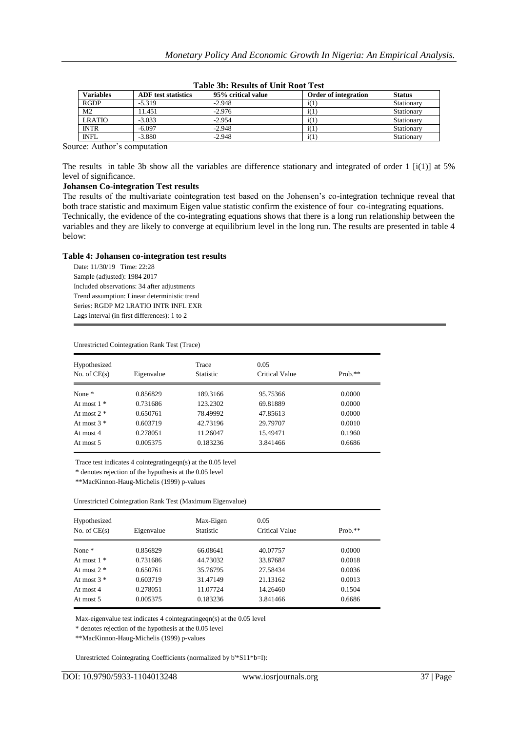**Table 3b: Results of Unit Root Test**

| Variables | ADF test statistics | 95% critical value | Order of integration | Status |
|---|---|---|---|---|
| RGDP | -5.319 | -2.948 | i(1) | Stationary |
| M2 | 11.451 | -2.976 | i(1) | Stationary |
| LRATIO | -3.033 | -2.954 | i(1) | Stationary |
| INTR | -6.097 | -2.948 | i(1) | Stationary |
| INFL | -3.880 | -2.948 | i(1) | Stationary |

Source: Author's computation

The results in table 3b show all the variables are difference stationary and integrated of order 1 [i(1)] at 5% level of significance.

**Johansen Co-integration Test results**

The results of the multivariate cointegration test based on the Johensen's co-integration technique reveal that both trace statistic and maximum Eigen value statistic confirm the existence of four co-integrating equations. Technically, the evidence of the co-integrating equations shows that there is a long run relationship between the variables and they are likely to converge at equilibrium level in the long run. The results are presented in table 4 below:

**Table 4: Johansen co-integration test results**

Date: 11/30/19 Time: 22:28
Sample (adjusted): 1984 2017
Included observations: 34 after adjustments
Trend assumption: Linear deterministic trend
Series: RGDP M2 LRATIO INTR INFL EXR
Lags interval (in first differences): 1 to 2

Unrestricted Cointegration Rank Test (Trace)

| Hypothesized No. of CE(s) | Eigenvalue | Trace Statistic | 0.05 Critical Value | Prob.** |
|---|---|---|---|---|
| None * | 0.856829 | 189.3166 | 95.75366 | 0.0000 |
| At most 1 * | 0.731686 | 123.2302 | 69.81889 | 0.0000 |
| At most 2 * | 0.650761 | 78.49992 | 47.85613 | 0.0000 |
| At most 3 * | 0.603719 | 42.73196 | 29.79707 | 0.0010 |
| At most 4 | 0.278051 | 11.26047 | 15.49471 | 0.1960 |
| At most 5 | 0.005375 | 0.183236 | 3.841466 | 0.6686 |

Trace test indicates 4 cointegratingeqn(s) at the 0.05 level
* denotes rejection of the hypothesis at the 0.05 level
**MacKinnon-Haug-Michelis (1999) p-values

Unrestricted Cointegration Rank Test (Maximum Eigenvalue)

| Hypothesized No. of CE(s) | Eigenvalue | Max-Eigen Statistic | 0.05 Critical Value | Prob.** |
|---|---|---|---|---|
| None * | 0.856829 | 66.08641 | 40.07757 | 0.0000 |
| At most 1 * | 0.731686 | 44.73032 | 33.87687 | 0.0018 |
| At most 2 * | 0.650761 | 35.76795 | 27.58434 | 0.0036 |
| At most 3 * | 0.603719 | 31.47149 | 21.13162 | 0.0013 |
| At most 4 | 0.278051 | 11.07724 | 14.26460 | 0.1504 |
| At most 5 | 0.005375 | 0.183236 | 3.841466 | 0.6686 |

Max-eigenvalue test indicates 4 cointegratingeqn(s) at the 0.05 level
* denotes rejection of the hypothesis at the 0.05 level
**MacKinnon-Haug-Michelis (1999) p-values

Unrestricted Cointegrating Coefficients (normalized by b'*S11*b=I):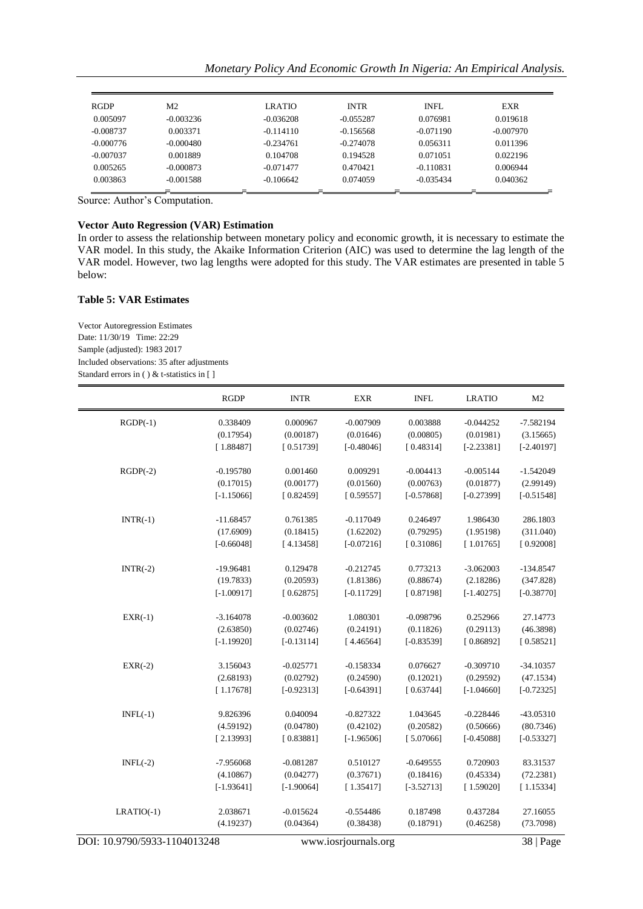| RGDP | M2 | LRATIO | INTR | INFL | EXR |
|---|---|---|---|---|---|
| 0.005097 | -0.003236 | -0.036208 | -0.055287 | 0.076981 | 0.019618 |
| -0.008737 | 0.003371 | -0.114110 | -0.156568 | -0.071190 | -0.007970 |
| -0.000776 | -0.000480 | -0.234761 | -0.274078 | 0.056311 | 0.011396 |
| -0.007037 | 0.001889 | 0.104708 | 0.194528 | 0.071051 | 0.022196 |
| 0.005265 | -0.000873 | -0.071477 | 0.470421 | -0.110831 | 0.006944 |
| 0.003863 | -0.001588 | -0.106642 | 0.074059 | -0.035434 | 0.040362 |

Source: Author's Computation.

**Vector Auto Regression (VAR) Estimation**

In order to assess the relationship between monetary policy and economic growth, it is necessary to estimate the VAR model. In this study, the Akaike Information Criterion (AIC) was used to determine the lag length of the VAR model. However, two lag lengths were adopted for this study. The VAR estimates are presented in table 5 below:

**Table 5: VAR Estimates**

Vector Autoregression Estimates
Date: 11/30/19 Time: 22:29
Sample (adjusted): 1983 2017
Included observations: 35 after adjustments
Standard errors in ( ) & t-statistics in [ ]

| | RGDP | INTR | EXR | INFL | LRATIO | M2 |
|---|---|---|---|---|---|---|
| RGDP(-1) | 0.338409 | 0.000967 | -0.007909 | 0.003888 | -0.044252 | -7.582194 |
| | (0.17954) | (0.00187) | (0.01646) | (0.00805) | (0.01981) | (3.15665) |
| | [ 1.88487] | [ 0.51739] | [-0.48046] | [ 0.48314] | [-2.23381] | [-2.40197] |
| RGDP(-2) | -0.195780 | 0.001460 | 0.009291 | -0.004413 | -0.005144 | -1.542049 |
| | (0.17015) | (0.00177) | (0.01560) | (0.00763) | (0.01877) | (2.99149) |
| | [-1.15066] | [ 0.82459] | [ 0.59557] | [-0.57868] | [-0.27399] | [-0.51548] |
| INTR(-1) | -11.68457 | 0.761385 | -0.117049 | 0.246497 | 1.986430 | 286.1803 |
| | (17.6909) | (0.18415) | (1.62202) | (0.79295) | (1.95198) | (311.040) |
| | [-0.66048] | [ 4.13458] | [-0.07216] | [ 0.31086] | [ 1.01765] | [ 0.92008] |
| INTR(-2) | -19.96481 | 0.129478 | -0.212745 | 0.773213 | -3.062003 | -134.8547 |
| | (19.7833) | (0.20593) | (1.81386) | (0.88674) | (2.18286) | (347.828) |
| | [-1.00917] | [ 0.62875] | [-0.11729] | [ 0.87198] | [-1.40275] | [-0.38770] |
| EXR(-1) | -3.164078 | -0.003602 | 1.080301 | -0.098796 | 0.252966 | 27.14773 |
| | (2.63850) | (0.02746) | (0.24191) | (0.11826) | (0.29113) | (46.3898) |
| | [-1.19920] | [-0.13114] | [ 4.46564] | [-0.83539] | [ 0.86892] | [ 0.58521] |
| EXR(-2) | 3.156043 | -0.025771 | -0.158334 | 0.076627 | -0.309710 | -34.10357 |
| | (2.68193) | (0.02792) | (0.24590) | (0.12021) | (0.29592) | (47.1534) |
| | [ 1.17678] | [-0.92313] | [-0.64391] | [ 0.63744] | [-1.04660] | [-0.72325] |
| INFL(-1) | 9.826396 | 0.040094 | -0.827322 | 1.043645 | -0.228446 | -43.05310 |
| | (4.59192) | (0.04780) | (0.42102) | (0.20582) | (0.50666) | (80.7346) |
| | [ 2.13993] | [ 0.83881] | [-1.96506] | [ 5.07066] | [-0.45088] | [-0.53327] |
| INFL(-2) | -7.956068 | -0.081287 | 0.510127 | -0.649555 | 0.720903 | 83.31537 |
| | (4.10867) | (0.04277) | (0.37671) | (0.18416) | (0.45334) | (72.2381) |
| | [-1.93641] | [-1.90064] | [ 1.35417] | [-3.52713] | [ 1.59020] | [ 1.15334] |
| LRATIO(-1) | 2.038671 | -0.015624 | -0.554486 | 0.187498 | 0.437284 | 27.16055 |
| | (4.19237) | (0.04364) | (0.38438) | (0.18791) | (0.46258) | (73.7098) |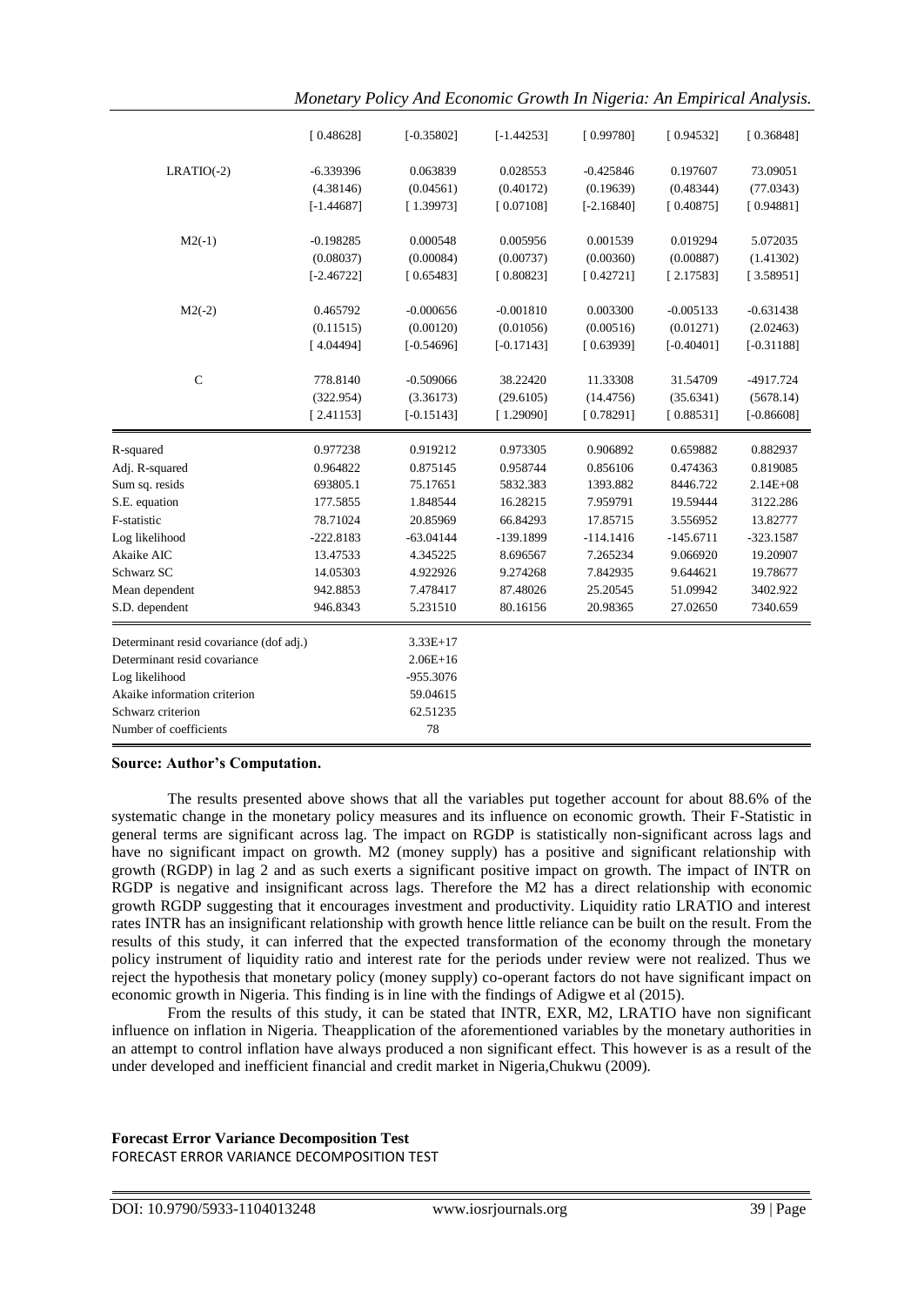| | | | | | | |
|---|---|---|---|---|---|---|
| | [ 0.48628] | [-0.35802] | [-1.44253] | [ 0.99780] | [ 0.94532] | [ 0.36848] |
| LRATIO(-2) | -6.339396 | 0.063839 | 0.028553 | -0.425846 | 0.197607 | 73.09051 |
| | (4.38146) | (0.04561) | (0.40172) | (0.19639) | (0.48344) | (77.0343) |
| | [-1.44687] | [ 1.39973] | [ 0.07108] | [-2.16840] | [ 0.40875] | [ 0.94881] |
| M2(-1) | -0.198285 | 0.000548 | 0.005956 | 0.001539 | 0.019294 | 5.072035 |
| | (0.08037) | (0.00084) | (0.00737) | (0.00360) | (0.00887) | (1.41302) |
| | [-2.46722] | [ 0.65483] | [ 0.80823] | [ 0.42721] | [ 2.17583] | [ 3.58951] |
| M2(-2) | 0.465792 | -0.000656 | -0.001810 | 0.003300 | -0.005133 | -0.631438 |
| | (0.11515) | (0.00120) | (0.01056) | (0.00516) | (0.01271) | (2.02463) |
| | [ 4.04494] | [-0.54696] | [-0.17143] | [ 0.63939] | [-0.40401] | [-0.31188] |
| C | 778.8140 | -0.509066 | 38.22420 | 11.33308 | 31.54709 | -4917.724 |
| | (322.954) | (3.36173) | (29.6105) | (14.4756) | (35.6341) | (5678.14) |
| | [ 2.41153] | [-0.15143] | [ 1.29090] | [ 0.78291] | [ 0.88531] | [-0.86608] |
| R-squared | 0.977238 | 0.919212 | 0.973305 | 0.906892 | 0.659882 | 0.882937 |
| Adj. R-squared | 0.964822 | 0.875145 | 0.958744 | 0.856106 | 0.474363 | 0.819085 |
| Sum sq. resids | 693805.1 | 75.17651 | 5832.383 | 1393.882 | 8446.722 | 2.14E+08 |
| S.E. equation | 177.5855 | 1.848544 | 16.28215 | 7.959791 | 19.59444 | 3122.286 |
| F-statistic | 78.71024 | 20.85969 | 66.84293 | 17.85715 | 3.556952 | 13.82777 |
| Log likelihood | -222.8183 | -63.04144 | -139.1899 | -114.1416 | -145.6711 | -323.1587 |
| Akaike AIC | 13.47533 | 4.345225 | 8.696567 | 7.265234 | 9.066920 | 19.20907 |
| Schwarz SC | 14.05303 | 4.922926 | 9.274268 | 7.842935 | 9.644621 | 19.78677 |
| Mean dependent | 942.8853 | 7.478417 | 87.48026 | 25.20545 | 51.09942 | 3402.922 |
| S.D. dependent | 946.8343 | 5.231510 | 80.16156 | 20.98365 | 27.02650 | 7340.659 |
| Determinant resid covariance (dof adj.) | | 3.33E+17 | | | | |
| Determinant resid covariance | | 2.06E+16 | | | | |
| Log likelihood | | -955.3076 | | | | |
| Akaike information criterion | | 59.04615 | | | | |
| Schwarz criterion | | 62.51235 | | | | |
| Number of coefficients | | 78 | | | | |

**Source: Author's Computation.**

The results presented above shows that all the variables put together account for about 88.6% of the systematic change in the monetary policy measures and its influence on economic growth. Their F-Statistic in general terms are significant across lag. The impact on RGDP is statistically non-significant across lags and have no significant impact on growth. M2 (money supply) has a positive and significant relationship with growth (RGDP) in lag 2 and as such exerts a significant positive impact on growth. The impact of INTR on RGDP is negative and insignificant across lags. Therefore the M2 has a direct relationship with economic growth RGDP suggesting that it encourages investment and productivity. Liquidity ratio LRATIO and interest rates INTR has an insignificant relationship with growth hence little reliance can be built on the result. From the results of this study, it can inferred that the expected transformation of the economy through the monetary policy instrument of liquidity ratio and interest rate for the periods under review were not realized. Thus we reject the hypothesis that monetary policy (money supply) co-operant factors do not have significant impact on economic growth in Nigeria. This finding is in line with the findings of Adigwe et al (2015).

From the results of this study, it can be stated that INTR, EXR, M2, LRATIO have non significant influence on inflation in Nigeria. Theapplication of the aforementioned variables by the monetary authorities in an attempt to control inflation have always produced a non significant effect. This however is as a result of the under developed and inefficient financial and credit market in Nigeria,Chukwu (2009).

**Forecast Error Variance Decomposition Test**

FORECAST ERROR VARIANCE DECOMPOSITION TEST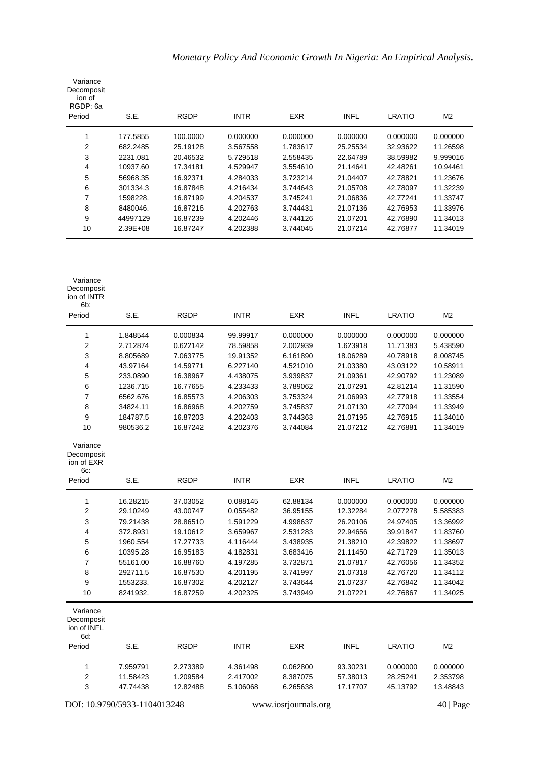Variance Decomposition of RGDP: 6a

| Period | S.E. | RGDP | INTR | EXR | INFL | LRATIO | M2 |
|---|---|---|---|---|---|---|---|
| 1 | 177.5855 | 100.0000 | 0.000000 | 0.000000 | 0.000000 | 0.000000 | 0.000000 |
| 2 | 682.2485 | 25.19128 | 3.567558 | 1.783617 | 25.25534 | 32.93622 | 11.26598 |
| 3 | 2231.081 | 20.46532 | 5.729518 | 2.558435 | 22.64789 | 38.59982 | 9.999016 |
| 4 | 10937.60 | 17.34181 | 4.529947 | 3.554610 | 21.14641 | 42.48261 | 10.94461 |
| 5 | 56968.35 | 16.92371 | 4.284033 | 3.723214 | 21.04407 | 42.78821 | 11.23676 |
| 6 | 301334.3 | 16.87848 | 4.216434 | 3.744643 | 21.05708 | 42.78097 | 11.32239 |
| 7 | 1598228. | 16.87199 | 4.204537 | 3.745241 | 21.06836 | 42.77241 | 11.33747 |
| 8 | 8480046. | 16.87216 | 4.202763 | 3.744431 | 21.07136 | 42.76953 | 11.33976 |
| 9 | 44997129 | 16.87239 | 4.202446 | 3.744126 | 21.07201 | 42.76890 | 11.34013 |
| 10 | 2.39E+08 | 16.87247 | 4.202388 | 3.744045 | 21.07214 | 42.76877 | 11.34019 |

Variance Decomposition of INTR 6b:

| Period | S.E. | RGDP | INTR | EXR | INFL | LRATIO | M2 |
|---|---|---|---|---|---|---|---|
| 1 | 1.848544 | 0.000834 | 99.99917 | 0.000000 | 0.000000 | 0.000000 | 0.000000 |
| 2 | 2.712874 | 0.622142 | 78.59858 | 2.002939 | 1.623918 | 11.71383 | 5.438590 |
| 3 | 8.805689 | 7.063775 | 19.91352 | 6.161890 | 18.06289 | 40.78918 | 8.008745 |
| 4 | 43.97164 | 14.59771 | 6.227140 | 4.521010 | 21.03380 | 43.03122 | 10.58911 |
| 5 | 233.0890 | 16.38967 | 4.438075 | 3.939837 | 21.09361 | 42.90792 | 11.23089 |
| 6 | 1236.715 | 16.77655 | 4.233433 | 3.789062 | 21.07291 | 42.81214 | 11.31590 |
| 7 | 6562.676 | 16.85573 | 4.206303 | 3.753324 | 21.06993 | 42.77918 | 11.33554 |
| 8 | 34824.11 | 16.86968 | 4.202759 | 3.745837 | 21.07130 | 42.77094 | 11.33949 |
| 9 | 184787.5 | 16.87203 | 4.202403 | 3.744363 | 21.07195 | 42.76915 | 11.34010 |
| 10 | 980536.2 | 16.87242 | 4.202376 | 3.744084 | 21.07212 | 42.76881 | 11.34019 |

Variance Decomposition of EXR 6c:

| Period | S.E. | RGDP | INTR | EXR | INFL | LRATIO | M2 |
|---|---|---|---|---|---|---|---|
| 1 | 16.28215 | 37.03052 | 0.088145 | 62.88134 | 0.000000 | 0.000000 | 0.000000 |
| 2 | 29.10249 | 43.00747 | 0.055482 | 36.95155 | 12.32284 | 2.077278 | 5.585383 |
| 3 | 79.21438 | 28.86510 | 1.591229 | 4.998637 | 26.20106 | 24.97405 | 13.36992 |
| 4 | 372.8931 | 19.10612 | 3.659967 | 2.531283 | 22.94656 | 39.91847 | 11.83760 |
| 5 | 1960.554 | 17.27733 | 4.116444 | 3.438935 | 21.38210 | 42.39822 | 11.38697 |
| 6 | 10395.28 | 16.95183 | 4.182831 | 3.683416 | 21.11450 | 42.71729 | 11.35013 |
| 7 | 55161.00 | 16.88760 | 4.197285 | 3.732871 | 21.07817 | 42.76056 | 11.34352 |
| 8 | 292711.5 | 16.87530 | 4.201195 | 3.741997 | 21.07318 | 42.76720 | 11.34112 |
| 9 | 1553233. | 16.87302 | 4.202127 | 3.743644 | 21.07237 | 42.76842 | 11.34042 |
| 10 | 8241932. | 16.87259 | 4.202325 | 3.743949 | 21.07221 | 42.76867 | 11.34025 |

Variance Decomposition of INFL 6d:

| Period | S.E. | RGDP | INTR | EXR | INFL | LRATIO | M2 |
|---|---|---|---|---|---|---|---|
| 1 | 7.959791 | 2.273389 | 4.361498 | 0.062800 | 93.30231 | 0.000000 | 0.000000 |
| 2 | 11.58423 | 1.209584 | 2.417002 | 8.387075 | 57.38013 | 28.25241 | 2.353798 |
| 3 | 47.74438 | 12.82488 | 5.106068 | 6.265638 | 17.17707 | 45.13792 | 13.48843 |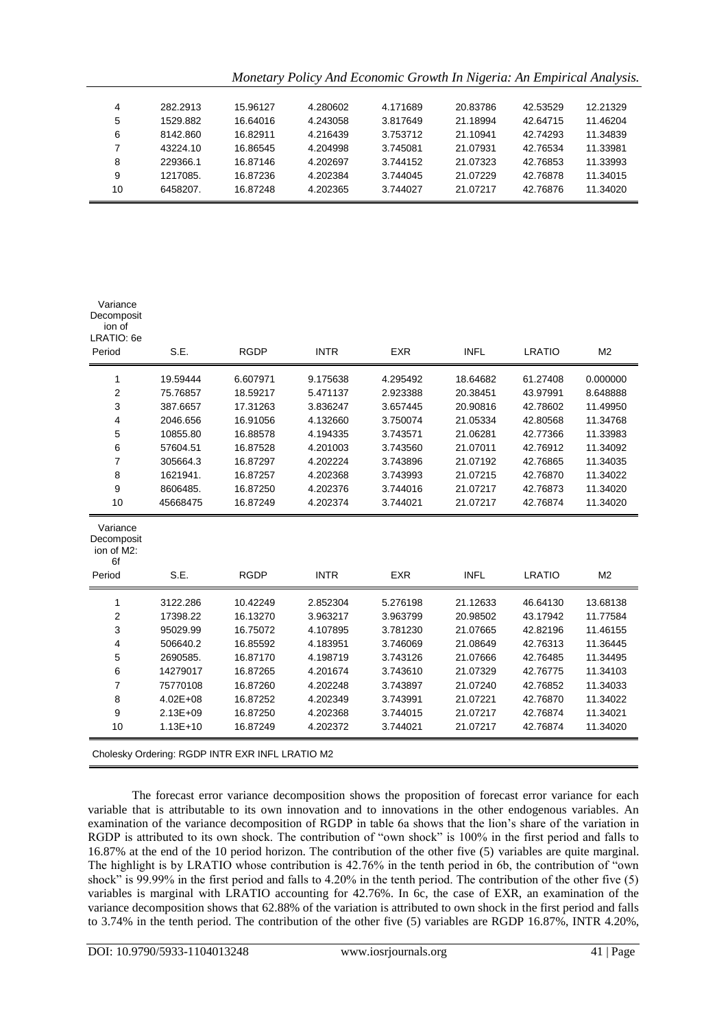| 4 | 282.2913 | 15.96127 | 4.280602 | 4.171689 | 20.83786 | 42.53529 | 12.21329 |
|---|---|---|---|---|---|---|---|
| 5 | 1529.882 | 16.64016 | 4.243058 | 3.817649 | 21.18994 | 42.64715 | 11.46204 |
| 6 | 8142.860 | 16.82911 | 4.216439 | 3.753712 | 21.10941 | 42.74293 | 11.34839 |
| 7 | 43224.10 | 16.86545 | 4.204998 | 3.745081 | 21.07931 | 42.76534 | 11.33981 |
| 8 | 229366.1 | 16.87146 | 4.202697 | 3.744152 | 21.07323 | 42.76853 | 11.33993 |
| 9 | 1217085. | 16.87236 | 4.202384 | 3.744045 | 21.07229 | 42.76878 | 11.34015 |
| 10 | 6458207. | 16.87248 | 4.202365 | 3.744027 | 21.07217 | 42.76876 | 11.34020 |

Variance Decomposition of LRATIO: 6e

| Period | S.E. | RGDP | INTR | EXR | INFL | LRATIO | M2 |
|---|---|---|---|---|---|---|---|
| 1 | 19.59444 | 6.607971 | 9.175638 | 4.295492 | 18.64682 | 61.27408 | 0.000000 |
| 2 | 75.76857 | 18.59217 | 5.471137 | 2.923388 | 20.38451 | 43.97991 | 8.648888 |
| 3 | 387.6657 | 17.31263 | 3.836247 | 3.657445 | 20.90816 | 42.78602 | 11.49950 |
| 4 | 2046.656 | 16.91056 | 4.132660 | 3.750074 | 21.05334 | 42.80568 | 11.34768 |
| 5 | 10855.80 | 16.88578 | 4.194335 | 3.743571 | 21.06281 | 42.77366 | 11.33983 |
| 6 | 57604.51 | 16.87528 | 4.201003 | 3.743560 | 21.07011 | 42.76912 | 11.34092 |
| 7 | 305664.3 | 16.87297 | 4.202224 | 3.743896 | 21.07192 | 42.76865 | 11.34035 |
| 8 | 1621941. | 16.87257 | 4.202368 | 3.743993 | 21.07215 | 42.76870 | 11.34022 |
| 9 | 8606485. | 16.87250 | 4.202376 | 3.744016 | 21.07217 | 42.76873 | 11.34020 |
| 10 | 45668475 | 16.87249 | 4.202374 | 3.744021 | 21.07217 | 42.76874 | 11.34020 |

Variance Decomposition of M2: 6f

| Period | S.E. | RGDP | INTR | EXR | INFL | LRATIO | M2 |
|---|---|---|---|---|---|---|---|
| 1 | 3122.286 | 10.42249 | 2.852304 | 5.276198 | 21.12633 | 46.64130 | 13.68138 |
| 2 | 17398.22 | 16.13270 | 3.963217 | 3.963799 | 20.98502 | 43.17942 | 11.77584 |
| 3 | 95029.99 | 16.75072 | 4.107895 | 3.781230 | 21.07665 | 42.82196 | 11.46155 |
| 4 | 506640.2 | 16.85592 | 4.183951 | 3.746069 | 21.08649 | 42.76313 | 11.36445 |
| 5 | 2690585. | 16.87170 | 4.198719 | 3.743126 | 21.07666 | 42.76485 | 11.34495 |
| 6 | 14279017 | 16.87265 | 4.201674 | 3.743610 | 21.07329 | 42.76775 | 11.34103 |
| 7 | 75770108 | 16.87260 | 4.202248 | 3.743897 | 21.07240 | 42.76852 | 11.34033 |
| 8 | 4.02E+08 | 16.87252 | 4.202349 | 3.743991 | 21.07221 | 42.76870 | 11.34022 |
| 9 | 2.13E+09 | 16.87250 | 4.202368 | 3.744015 | 21.07217 | 42.76874 | 11.34021 |
| 10 | 1.13E+10 | 16.87249 | 4.202372 | 3.744021 | 21.07217 | 42.76874 | 11.34020 |

Cholesky Ordering: RGDP INTR EXR INFL LRATIO M2

The forecast error variance decomposition shows the proposition of forecast error variance for each variable that is attributable to its own innovation and to innovations in the other endogenous variables. An examination of the variance decomposition of RGDP in table 6a shows that the lion's share of the variation in RGDP is attributed to its own shock. The contribution of "own shock" is 100% in the first period and falls to 16.87% at the end of the 10 period horizon. The contribution of the other five (5) variables are quite marginal. The highlight is by LRATIO whose contribution is 42.76% in the tenth period in 6b, the contribution of "own shock" is 99.99% in the first period and falls to 4.20% in the tenth period. The contribution of the other five (5) variables is marginal with LRATIO accounting for 42.76%. In 6c, the case of EXR, an examination of the variance decomposition shows that 62.88% of the variation is attributed to own shock in the first period and falls to 3.74% in the tenth period. The contribution of the other five (5) variables are RGDP 16.87%, INTR 4.20%,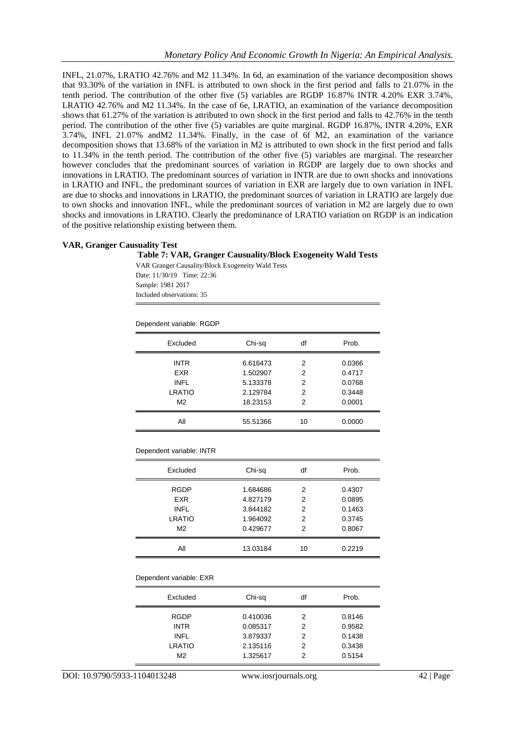INFL, 21.07%, LRATIO 42.76% and M2 11.34%. In 6d, an examination of the variance decomposition shows that 93.30% of the variation in INFL is attributed to own shock in the first period and falls to 21.07% in the tenth period. The contribution of the other five (5) variables are RGDP 16.87% INTR 4.20% EXR 3.74%, LRATIO 42.76% and M2 11.34%. In the case of 6e, LRATIO, an examination of the variance decomposition shows that 61.27% of the variation is attributed to own shock in the first period and falls to 42.76% in the tenth period. The contribution of the other five (5) variables are quite marginal. RGDP 16.87%, INTR 4.20%, EXR 3.74%, INFL 21.07% andM2 11.34%. Finally, in the case of 6f M2, an examination of the variance decomposition shows that 13.68% of the variation in M2 is attributed to own shock in the first period and falls to 11.34% in the tenth period. The contribution of the other five (5) variables are marginal. The researcher however concludes that the predominant sources of variation in RGDP are largely due to own shocks and innovations in LRATIO. The predominant sources of variation in INTR are due to own shocks and innovations in LRATIO and INFL, the predominant sources of variation in EXR are largely due to own variation in INFL are due to shocks and innovations in LRATIO, the predominant sources of variation in LRATIO are largely due to own shocks and innovation INFL, while the predominant sources of variation in M2 are largely due to own shocks and innovations in LRATIO. Clearly the predominance of LRATIO variation on RGDP is an indication of the positive relationship existing between them.

**VAR, Granger Causuality Test**

**Table 7: VAR, Granger Causuality/Block Exogeneity Wald Tests**

VAR Granger Causality/Block Exogeneity Wald Tests
Date: 11/30/19 Time: 22:36
Sample: 1981 2017
Included observations: 35

Dependent variable: RGDP

| Excluded | Chi-sq | df | Prob. |
|---|---|---|---|
| INTR | 6.616473 | 2 | 0.0366 |
| EXR | 1.502907 | 2 | 0.4717 |
| INFL | 5.133378 | 2 | 0.0768 |
| LRATIO | 2.129784 | 2 | 0.3448 |
| M2 | 18.23153 | 2 | 0.0001 |
| All | 55.51366 | 10 | 0.0000 |

Dependent variable: INTR

| Excluded | Chi-sq | df | Prob. |
|---|---|---|---|
| RGDP | 1.684686 | 2 | 0.4307 |
| EXR | 4.827179 | 2 | 0.0895 |
| INFL | 3.844182 | 2 | 0.1463 |
| LRATIO | 1.964092 | 2 | 0.3745 |
| M2 | 0.429677 | 2 | 0.8067 |
| All | 13.03184 | 10 | 0.2219 |

Dependent variable: EXR

| Excluded | Chi-sq | df | Prob. |
|---|---|---|---|
| RGDP | 0.410036 | 2 | 0.8146 |
| INTR | 0.085317 | 2 | 0.9582 |
| INFL | 3.879337 | 2 | 0.1438 |
| LRATIO | 2.135116 | 2 | 0.3438 |
| M2 | 1.325617 | 2 | 0.5154 |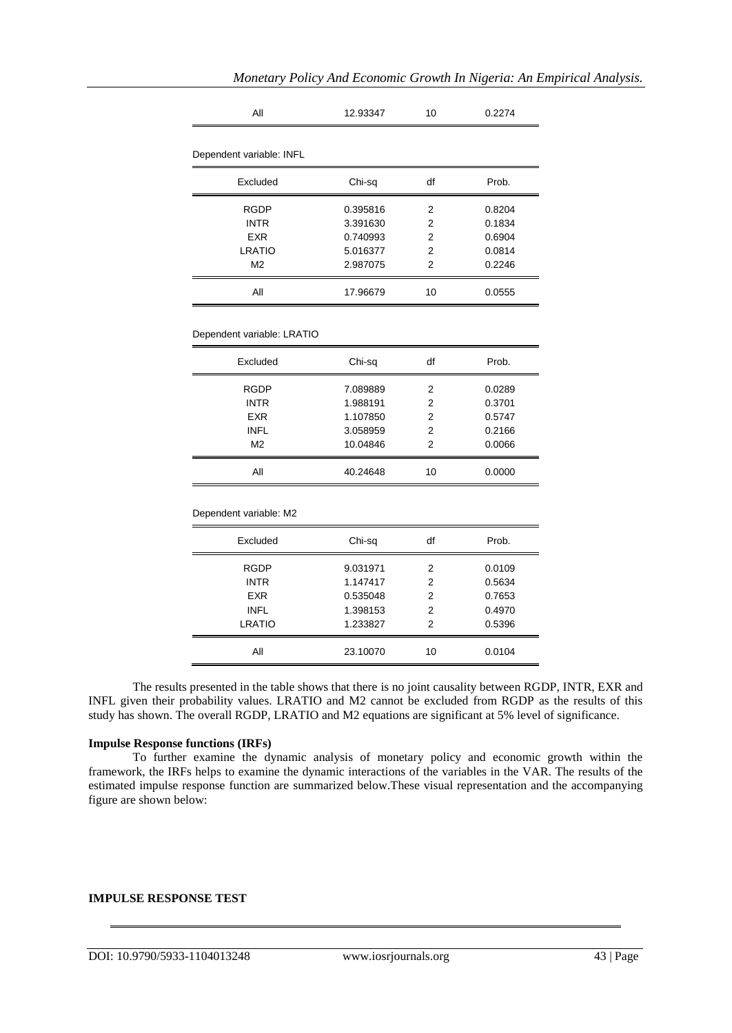| All | 12.93347 | 10 | 0.2274 |
|---|---|---|---|

Dependent variable: INFL

| Excluded | Chi-sq | df | Prob. |
|---|---|---|---|
| RGDP | 0.395816 | 2 | 0.8204 |
| INTR | 3.391630 | 2 | 0.1834 |
| EXR | 0.740993 | 2 | 0.6904 |
| LRATIO | 5.016377 | 2 | 0.0814 |
| M2 | 2.987075 | 2 | 0.2246 |
| All | 17.96679 | 10 | 0.0555 |

Dependent variable: LRATIO

| Excluded | Chi-sq | df | Prob. |
|---|---|---|---|
| RGDP | 7.089889 | 2 | 0.0289 |
| INTR | 1.988191 | 2 | 0.3701 |
| EXR | 1.107850 | 2 | 0.5747 |
| INFL | 3.058959 | 2 | 0.2166 |
| M2 | 10.04846 | 2 | 0.0066 |
| All | 40.24648 | 10 | 0.0000 |

Dependent variable: M2

| Excluded | Chi-sq | df | Prob. |
|---|---|---|---|
| RGDP | 9.031971 | 2 | 0.0109 |
| INTR | 1.147417 | 2 | 0.5634 |
| EXR | 0.535048 | 2 | 0.7653 |
| INFL | 1.398153 | 2 | 0.4970 |
| LRATIO | 1.233827 | 2 | 0.5396 |
| All | 23.10070 | 10 | 0.0104 |

The results presented in the table shows that there is no joint causality between RGDP, INTR, EXR and INFL given their probability values. LRATIO and M2 cannot be excluded from RGDP as the results of this study has shown. The overall RGDP, LRATIO and M2 equations are significant at 5% level of significance.

**Impulse Response functions (IRFs)**

To further examine the dynamic analysis of monetary policy and economic growth within the framework, the IRFs helps to examine the dynamic interactions of the variables in the VAR. The results of the estimated impulse response function are summarized below.These visual representation and the accompanying figure are shown below:

**IMPULSE RESPONSE TEST**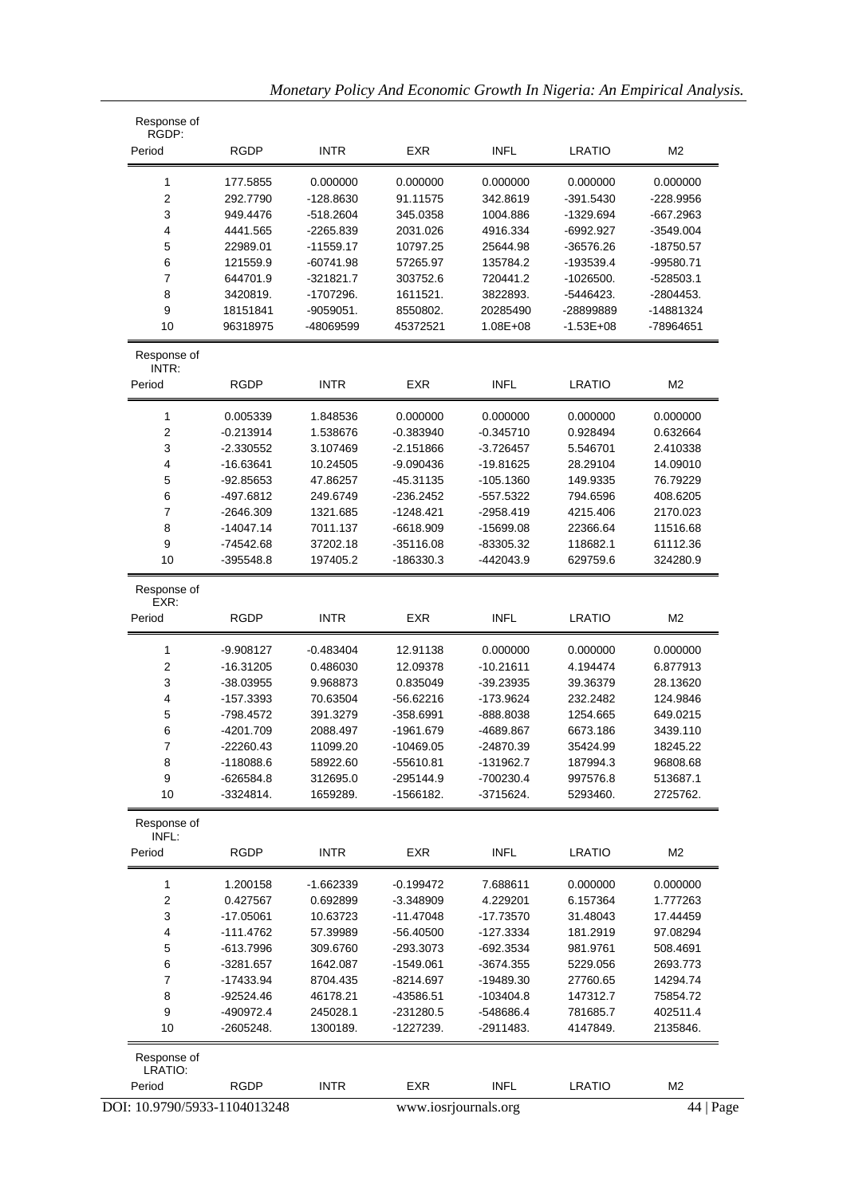Response of RGDP:

| Period | RGDP | INTR | EXR | INFL | LRATIO | M2 |
|---|---|---|---|---|---|---|
| 1 | 177.5855 | 0.000000 | 0.000000 | 0.000000 | 0.000000 | 0.000000 |
| 2 | 292.7790 | -128.8630 | 91.11575 | 342.8619 | -391.5430 | -228.9956 |
| 3 | 949.4476 | -518.2604 | 345.0358 | 1004.886 | -1329.694 | -667.2963 |
| 4 | 4441.565 | -2265.839 | 2031.026 | 4916.334 | -6992.927 | -3549.004 |
| 5 | 22989.01 | -11559.17 | 10797.25 | 25644.98 | -36576.26 | -18750.57 |
| 6 | 121559.9 | -60741.98 | 57265.97 | 135784.2 | -193539.4 | -99580.71 |
| 7 | 644701.9 | -321821.7 | 303752.6 | 720441.2 | -1026500. | -528503.1 |
| 8 | 3420819. | -1707296. | 1611521. | 3822893. | -5446423. | -2804453. |
| 9 | 18151841 | -9059051. | 8550802. | 20285490 | -28899889 | -14881324 |
| 10 | 96318975 | -48069599 | 45372521 | 1.08E+08 | -1.53E+08 | -78964651 |

Response of INTR:

| Period | RGDP | INTR | EXR | INFL | LRATIO | M2 |
|---|---|---|---|---|---|---|
| 1 | 0.005339 | 1.848536 | 0.000000 | 0.000000 | 0.000000 | 0.000000 |
| 2 | -0.213914 | 1.538676 | -0.383940 | -0.345710 | 0.928494 | 0.632664 |
| 3 | -2.330552 | 3.107469 | -2.151866 | -3.726457 | 5.546701 | 2.410338 |
| 4 | -16.63641 | 10.24505 | -9.090436 | -19.81625 | 28.29104 | 14.09010 |
| 5 | -92.85653 | 47.86257 | -45.31135 | -105.1360 | 149.9335 | 76.79229 |
| 6 | -497.6812 | 249.6749 | -236.2452 | -557.5322 | 794.6596 | 408.6205 |
| 7 | -2646.309 | 1321.685 | -1248.421 | -2958.419 | 4215.406 | 2170.023 |
| 8 | -14047.14 | 7011.137 | -6618.909 | -15699.08 | 22366.64 | 11516.68 |
| 9 | -74542.68 | 37202.18 | -35116.08 | -83305.32 | 118682.1 | 61112.36 |
| 10 | -395548.8 | 197405.2 | -186330.3 | -442043.9 | 629759.6 | 324280.9 |

Response of EXR:

| Period | RGDP | INTR | EXR | INFL | LRATIO | M2 |
|---|---|---|---|---|---|---|
| 1 | -9.908127 | -0.483404 | 12.91138 | 0.000000 | 0.000000 | 0.000000 |
| 2 | -16.31205 | 0.486030 | 12.09378 | -10.21611 | 4.194474 | 6.877913 |
| 3 | -38.03955 | 9.968873 | 0.835049 | -39.23935 | 39.36379 | 28.13620 |
| 4 | -157.3393 | 70.63504 | -56.62216 | -173.9624 | 232.2482 | 124.9846 |
| 5 | -798.4572 | 391.3279 | -358.6991 | -888.8038 | 1254.665 | 649.0215 |
| 6 | -4201.709 | 2088.497 | -1961.679 | -4689.867 | 6673.186 | 3439.110 |
| 7 | -22260.43 | 11099.20 | -10469.05 | -24870.39 | 35424.99 | 18245.22 |
| 8 | -118088.6 | 58922.60 | -55610.81 | -131962.7 | 187994.3 | 96808.68 |
| 9 | -626584.8 | 312695.0 | -295144.9 | -700230.4 | 997576.8 | 513687.1 |
| 10 | -3324814. | 1659289. | -1566182. | -3715624. | 5293460. | 2725762. |

Response of INFL:

| Period | RGDP | INTR | EXR | INFL | LRATIO | M2 |
|---|---|---|---|---|---|---|
| 1 | 1.200158 | -1.662339 | -0.199472 | 7.688611 | 0.000000 | 0.000000 |
| 2 | 0.427567 | 0.692899 | -3.348909 | 4.229201 | 6.157364 | 1.777263 |
| 3 | -17.05061 | 10.63723 | -11.47048 | -17.73570 | 31.48043 | 17.44459 |
| 4 | -111.4762 | 57.39989 | -56.40500 | -127.3334 | 181.2919 | 97.08294 |
| 5 | -613.7996 | 309.6760 | -293.3073 | -692.3534 | 981.9761 | 508.4691 |
| 6 | -3281.657 | 1642.087 | -1549.061 | -3674.355 | 5229.056 | 2693.773 |
| 7 | -17433.94 | 8704.435 | -8214.697 | -19489.30 | 27760.65 | 14294.74 |
| 8 | -92524.46 | 46178.21 | -43586.51 | -103404.8 | 147312.7 | 75854.72 |
| 9 | -490972.4 | 245028.1 | -231280.5 | -548686.4 | 781685.7 | 402511.4 |
| 10 | -2605248. | 1300189. | -1227239. | -2911483. | 4147849. | 2135846. |

Response of LRATIO:

| Period | RGDP | INTR | EXR | INFL | LRATIO | M2 |
|---|---|---|---|---|---|---|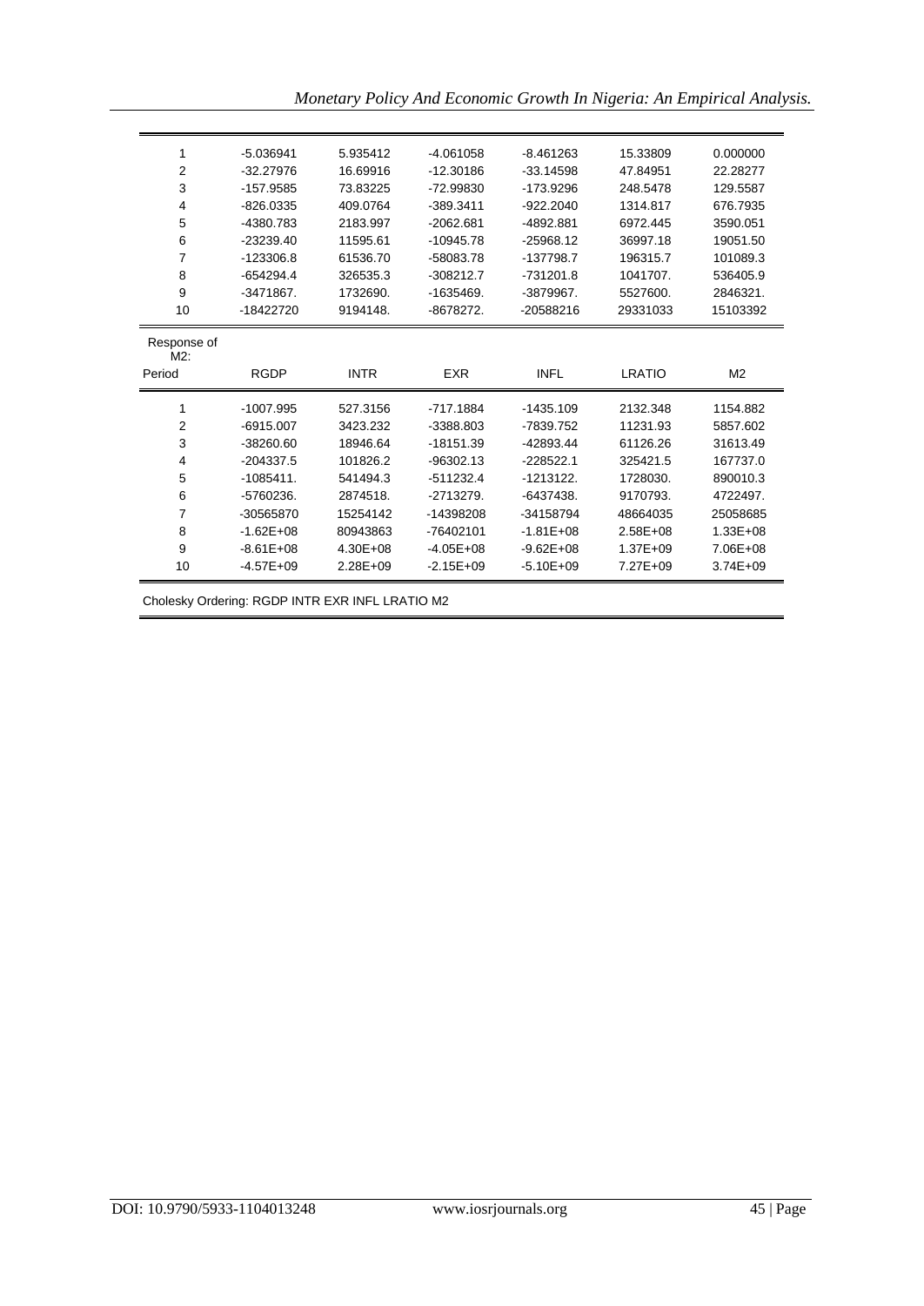| Period | RGDP | INTR | EXR | INFL | LRATIO | M2 |
|---|---|---|---|---|---|---|
| 1 | -5.036941 | 5.935412 | -4.061058 | -8.461263 | 15.33809 | 0.000000 |
| 2 | -32.27976 | 16.69916 | -12.30186 | -33.14598 | 47.84951 | 22.28277 |
| 3 | -157.9585 | 73.83225 | -72.99830 | -173.9296 | 248.5478 | 129.5587 |
| 4 | -826.0335 | 409.0764 | -389.3411 | -922.2040 | 1314.817 | 676.7935 |
| 5 | -4380.783 | 2183.997 | -2062.681 | -4892.881 | 6972.445 | 3590.051 |
| 6 | -23239.40 | 11595.61 | -10945.78 | -25968.12 | 36997.18 | 19051.50 |
| 7 | -123306.8 | 61536.70 | -58083.78 | -137798.7 | 196315.7 | 101089.3 |
| 8 | -654294.4 | 326535.3 | -308212.7 | -731201.8 | 1041707. | 536405.9 |
| 9 | -3471867. | 1732690. | -1635469. | -3879967. | 5527600. | 2846321. |
| 10 | -18422720 | 9194148. | -8678272. | -20588216 | 29331033 | 15103392 |

Response of M2:

| Period | RGDP | INTR | EXR | INFL | LRATIO | M2 |
|---|---|---|---|---|---|---|
| 1 | -1007.995 | 527.3156 | -717.1884 | -1435.109 | 2132.348 | 1154.882 |
| 2 | -6915.007 | 3423.232 | -3388.803 | -7839.752 | 11231.93 | 5857.602 |
| 3 | -38260.60 | 18946.64 | -18151.39 | -42893.44 | 61126.26 | 31613.49 |
| 4 | -204337.5 | 101826.2 | -96302.13 | -228522.1 | 325421.5 | 167737.0 |
| 5 | -1085411. | 541494.3 | -511232.4 | -1213122. | 1728030. | 890010.3 |
| 6 | -5760236. | 2874518. | -2713279. | -6437438. | 9170793. | 4722497. |
| 7 | -30565870 | 15254142 | -14398208 | -34158794 | 48664035 | 25058685 |
| 8 | -1.62E+08 | 80943863 | -76402101 | -1.81E+08 | 2.58E+08 | 1.33E+08 |
| 9 | -8.61E+08 | 4.30E+08 | -4.05E+08 | -9.62E+08 | 1.37E+09 | 7.06E+08 |
| 10 | -4.57E+09 | 2.28E+09 | -2.15E+09 | -5.10E+09 | 7.27E+09 | 3.74E+09 |

Cholesky Ordering: RGDP INTR EXR INFL LRATIO M2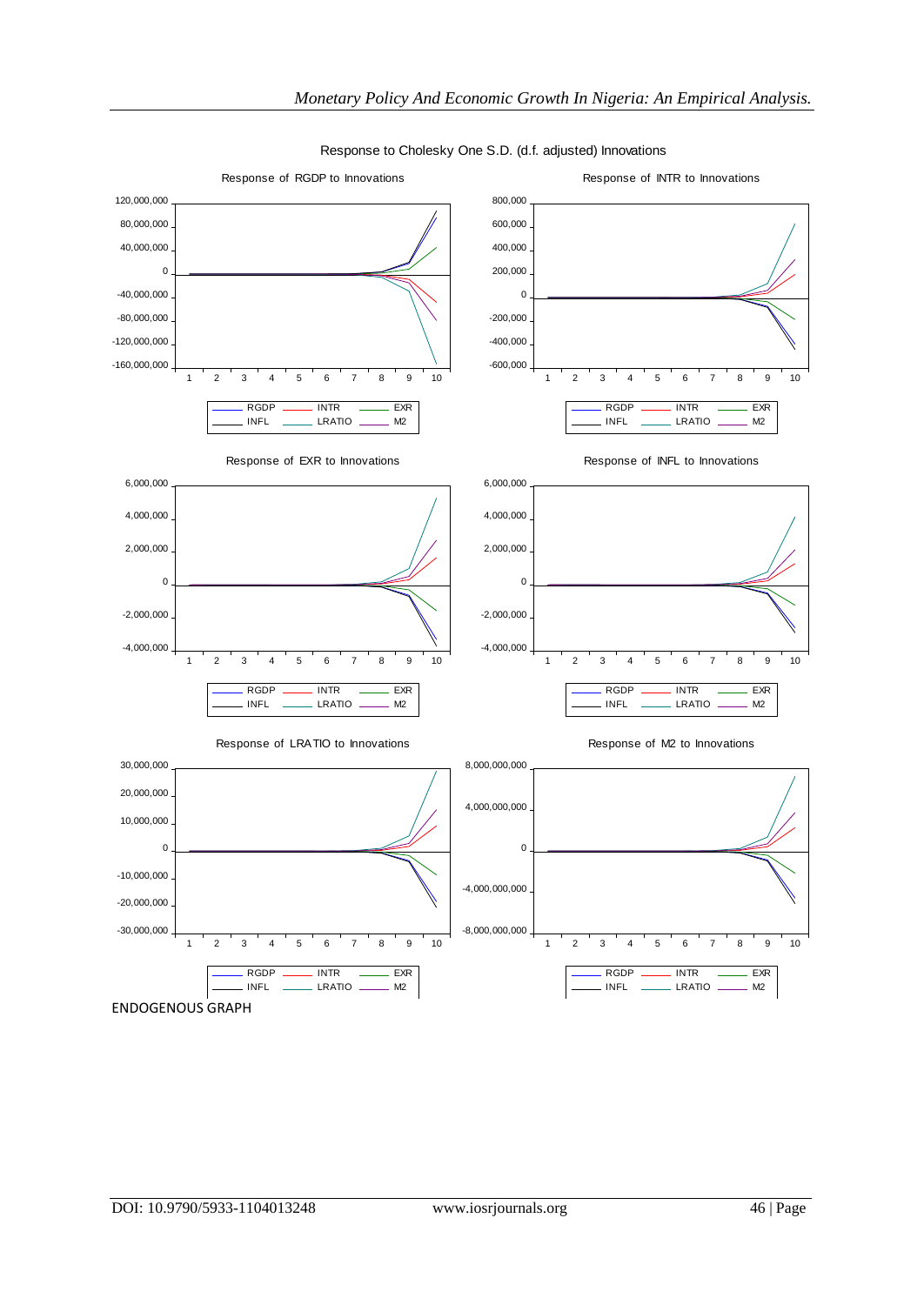Response to Cholesky One S.D. (d.f. adjusted) Innovations

Response of RGDP to Innovations

Response of INTR to Innovations

Response of EXR to Innovations

Response of INFL to Innovations

Response of LRATIO to Innovations

Response of M2 to Innovations

ENDOGENOUS GRAPH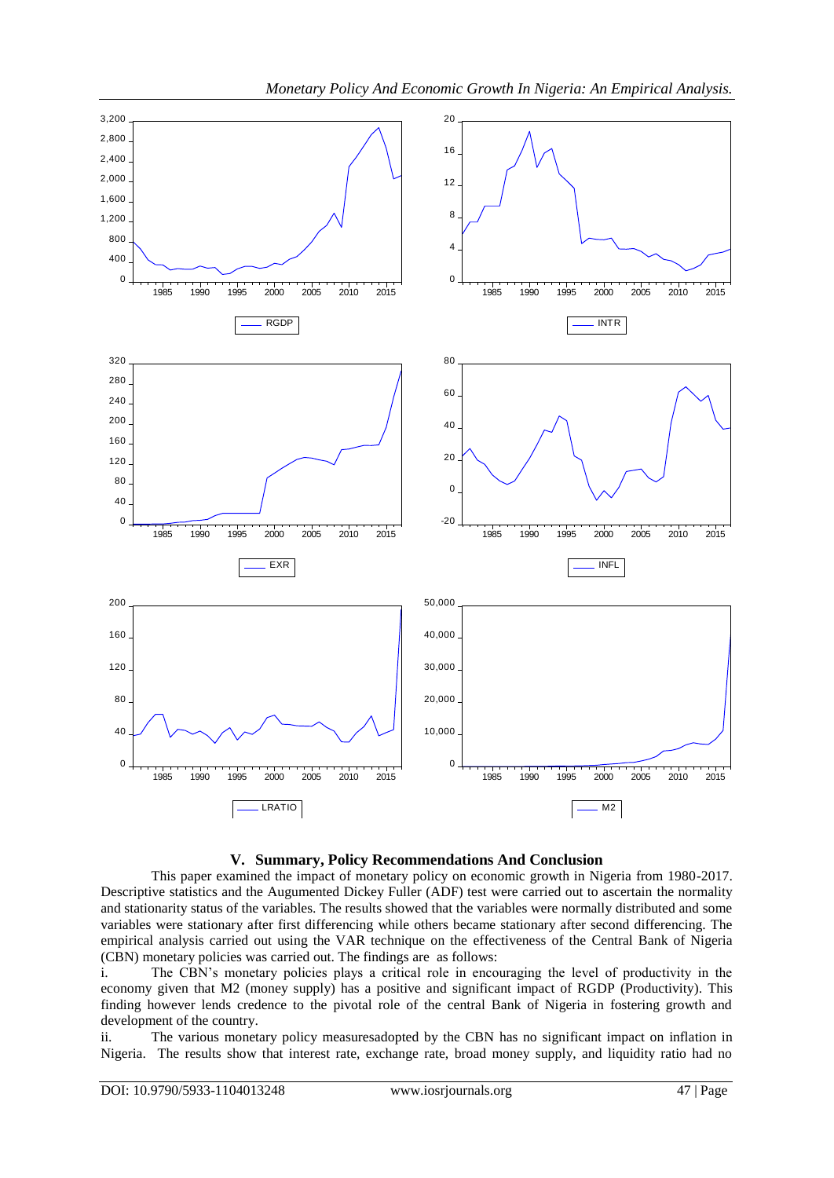## V. Summary, Policy Recommendations And Conclusion

This paper examined the impact of monetary policy on economic growth in Nigeria from 1980-2017. Descriptive statistics and the Augumented Dickey Fuller (ADF) test were carried out to ascertain the normality and stationarity status of the variables. The results showed that the variables were normally distributed and some variables were stationary after first differencing while others became stationary after second differencing. The empirical analysis carried out using the VAR technique on the effectiveness of the Central Bank of Nigeria (CBN) monetary policies was carried out. The findings are as follows:

i. The CBN's monetary policies plays a critical role in encouraging the level of productivity in the economy given that M2 (money supply) has a positive and significant impact of RGDP (Productivity). This finding however lends credence to the pivotal role of the central Bank of Nigeria in fostering growth and development of the country.

ii. The various monetary policy measuresadopted by the CBN has no significant impact on inflation in Nigeria. The results show that interest rate, exchange rate, broad money supply, and liquidity ratio had no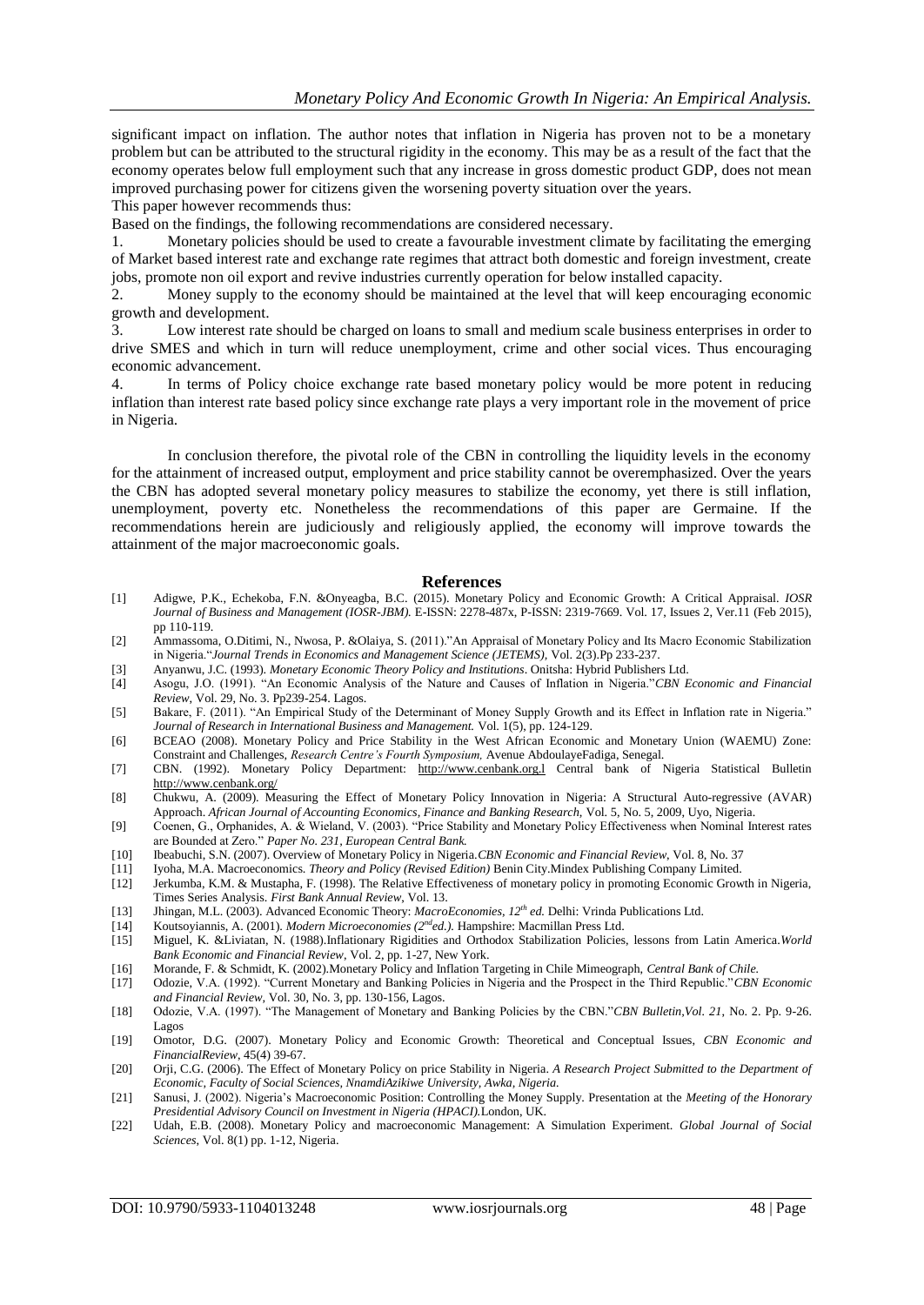significant impact on inflation. The author notes that inflation in Nigeria has proven not to be a monetary problem but can be attributed to the structural rigidity in the economy. This may be as a result of the fact that the economy operates below full employment such that any increase in gross domestic product GDP, does not mean improved purchasing power for citizens given the worsening poverty situation over the years.

This paper however recommends thus:

Based on the findings, the following recommendations are considered necessary.

1. Monetary policies should be used to create a favourable investment climate by facilitating the emerging of Market based interest rate and exchange rate regimes that attract both domestic and foreign investment, create jobs, promote non oil export and revive industries currently operation for below installed capacity.
2. Money supply to the economy should be maintained at the level that will keep encouraging economic growth and development.
3. Low interest rate should be charged on loans to small and medium scale business enterprises in order to drive SMES and which in turn will reduce unemployment, crime and other social vices. Thus encouraging economic advancement.
4. In terms of Policy choice exchange rate based monetary policy would be more potent in reducing inflation than interest rate based policy since exchange rate plays a very important role in the movement of price in Nigeria.

In conclusion therefore, the pivotal role of the CBN in controlling the liquidity levels in the economy for the attainment of increased output, employment and price stability cannot be overemphasized. Over the years the CBN has adopted several monetary policy measures to stabilize the economy, yet there is still inflation, unemployment, poverty etc. Nonetheless the recommendations of this paper are Germaine. If the recommendations herein are judiciously and religiously applied, the economy will improve towards the attainment of the major macroeconomic goals.

## References

[1] Adigwe, P.K., Echekoba, F.N. &Onyeagba, B.C. (2015). Monetary Policy and Economic Growth: A Critical Appraisal. *IOSR Journal of Business and Management (IOSR-JBM).* E-ISSN: 2278-487x, P-ISSN: 2319-7669. Vol. 17, Issues 2, Ver.11 (Feb 2015), pp 110-119.

[2] Ammassoma, O.Ditimi, N., Nwosa, P. &Olaiya, S. (2011)."An Appraisal of Monetary Policy and Its Macro Economic Stabilization in Nigeria."*Journal Trends in Economics and Management Science (JETEMS)*, Vol. 2(3).Pp 233-237.

[3] Anyanwu, J.C. (1993). *Monetary Economic Theory Policy and Institutions*. Onitsha: Hybrid Publishers Ltd.

[4] Asogu, J.O. (1991). "An Economic Analysis of the Nature and Causes of Inflation in Nigeria."*CBN Economic and Financial Review*, Vol. 29, No. 3. Pp239-254. Lagos.

[5] Bakare, F. (2011). "An Empirical Study of the Determinant of Money Supply Growth and its Effect in Inflation rate in Nigeria." *Journal of Research in International Business and Management.* Vol. 1(5), pp. 124-129.

[6] BCEAO (2008). Monetary Policy and Price Stability in the West African Economic and Monetary Union (WAEMU) Zone: Constraint and Challenges, *Research Centre's Fourth Symposium,* Avenue AbdoulayeFadiga, Senegal.

[7] CBN. (1992). Monetary Policy Department: http://www.cenbank.org.l Central bank of Nigeria Statistical Bulletin http://www.cenbank.org/

[8] Chukwu, A. (2009). Measuring the Effect of Monetary Policy Innovation in Nigeria: A Structural Auto-regressive (AVAR) Approach. *African Journal of Accounting Economics, Finance and Banking Research,* Vol. 5, No. 5, 2009, Uyo, Nigeria.

[9] Coenen, G., Orphanides, A. & Wieland, V. (2003). "Price Stability and Monetary Policy Effectiveness when Nominal Interest rates are Bounded at Zero." *Paper No. 231, European Central Bank.*

[10] Ibeabuchi, S.N. (2007). Overview of Monetary Policy in Nigeria.*CBN Economic and Financial Review*, Vol. 8, No. 37

[11] Iyoha, M.A. Macroeconomics. *Theory and Policy (Revised Edition)* Benin City.Mindex Publishing Company Limited.

[12] Jerkumba, K.M. & Mustapha, F. (1998). The Relative Effectiveness of monetary policy in promoting Economic Growth in Nigeria, Times Series Analysis. *First Bank Annual Review*, Vol. 13.

[13] Jhingan, M.L. (2003). Advanced Economic Theory: *MacroEconomies, 12th ed.* Delhi: Vrinda Publications Ltd.

[14] Koutsoyiannis, A. (2001). *Modern Microeconomies (2nded.).* Hampshire: Macmillan Press Ltd.

[15] Miguel, K. &Liviatan, N. (1988).Inflationary Rigidities and Orthodox Stabilization Policies, lessons from Latin America.*World Bank Economic and Financial Review*, Vol. 2, pp. 1-27, New York.

[16] Morande, F. & Schmidt, K. (2002).Monetary Policy and Inflation Targeting in Chile Mimeograph, *Central Bank of Chile.*

[17] Odozie, V.A. (1992). "Current Monetary and Banking Policies in Nigeria and the Prospect in the Third Republic."*CBN Economic and Financial Review*, Vol. 30, No. 3, pp. 130-156, Lagos.

[18] Odozie, V.A. (1997). "The Management of Monetary and Banking Policies by the CBN."*CBN Bulletin,Vol. 21*, No. 2. Pp. 9-26. Lagos

[19] Omotor, D.G. (2007). Monetary Policy and Economic Growth: Theoretical and Conceptual Issues, *CBN Economic and FinancialReview*, 45(4) 39-67.

[20] Orji, C.G. (2006). The Effect of Monetary Policy on price Stability in Nigeria. *A Research Project Submitted to the Department of Economic, Faculty of Social Sciences, NnamdiAzikiwe University, Awka, Nigeria.*

[21] Sanusi, J. (2002). Nigeria's Macroeconomic Position: Controlling the Money Supply. Presentation at the *Meeting of the Honorary Presidential Advisory Council on Investment in Nigeria (HPACI).*London, UK.

[22] Udah, E.B. (2008). Monetary Policy and macroeconomic Management: A Simulation Experiment. *Global Journal of Social Sciences*, Vol. 8(1) pp. 1-12, Nigeria.